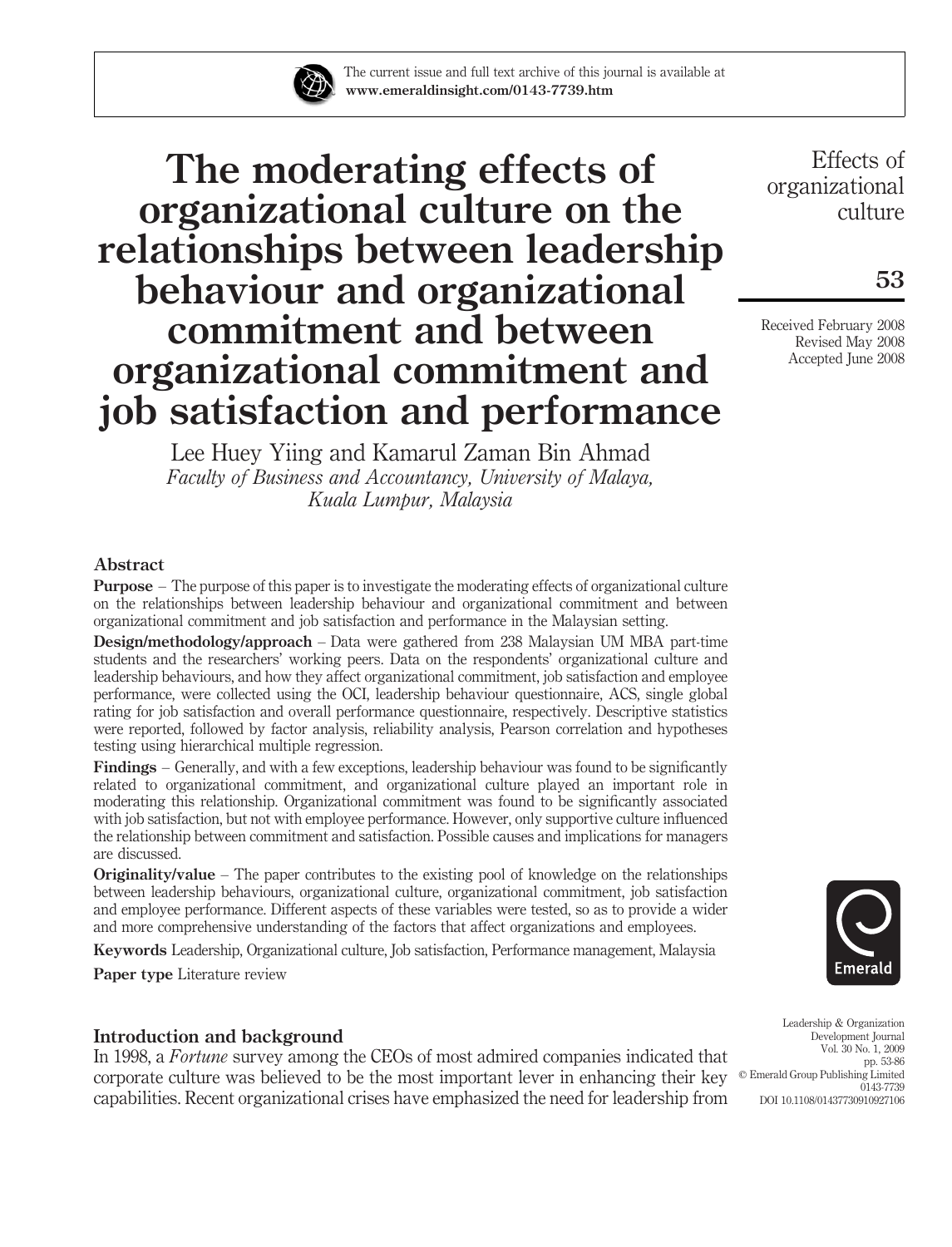# The moderating effects of organizational culture on the relationships between leadership behaviour and organizational commitment and between organizational commitment and job satisfaction and performance

Lee Huey Yiing and Kamarul Zaman Bin Ahmad
*Faculty of Business and Accountancy, University of Malaya, Kuala Lumpur, Malaysia*

Received February 2008
Revised May 2008
Accepted June 2008

## Abstract

**Purpose** – The purpose of this paper is to investigate the moderating effects of organizational culture on the relationships between leadership behaviour and organizational commitment and between organizational commitment and job satisfaction and performance in the Malaysian setting.

**Design/methodology/approach** – Data were gathered from 238 Malaysian UM MBA part-time students and the researchers' working peers. Data on the respondents' organizational culture and leadership behaviours, and how they affect organizational commitment, job satisfaction and employee performance, were collected using the OCI, leadership behaviour questionnaire, ACS, single global rating for job satisfaction and overall performance questionnaire, respectively. Descriptive statistics were reported, followed by factor analysis, reliability analysis, Pearson correlation and hypotheses testing using hierarchical multiple regression.

**Findings** – Generally, and with a few exceptions, leadership behaviour was found to be significantly related to organizational commitment, and organizational culture played an important role in moderating this relationship. Organizational commitment was found to be significantly associated with job satisfaction, but not with employee performance. However, only supportive culture influenced the relationship between commitment and satisfaction. Possible causes and implications for managers are discussed.

**Originality/value** – The paper contributes to the existing pool of knowledge on the relationships between leadership behaviours, organizational culture, organizational commitment, job satisfaction and employee performance. Different aspects of these variables were tested, so as to provide a wider and more comprehensive understanding of the factors that affect organizations and employees.

**Keywords** Leadership, Organizational culture, Job satisfaction, Performance management, Malaysia

**Paper type** Literature review

## Introduction and background

In 1998, a *Fortune* survey among the CEOs of most admired companies indicated that corporate culture was believed to be the most important lever in enhancing their key capabilities. Recent organizational crises have emphasized the need for leadership from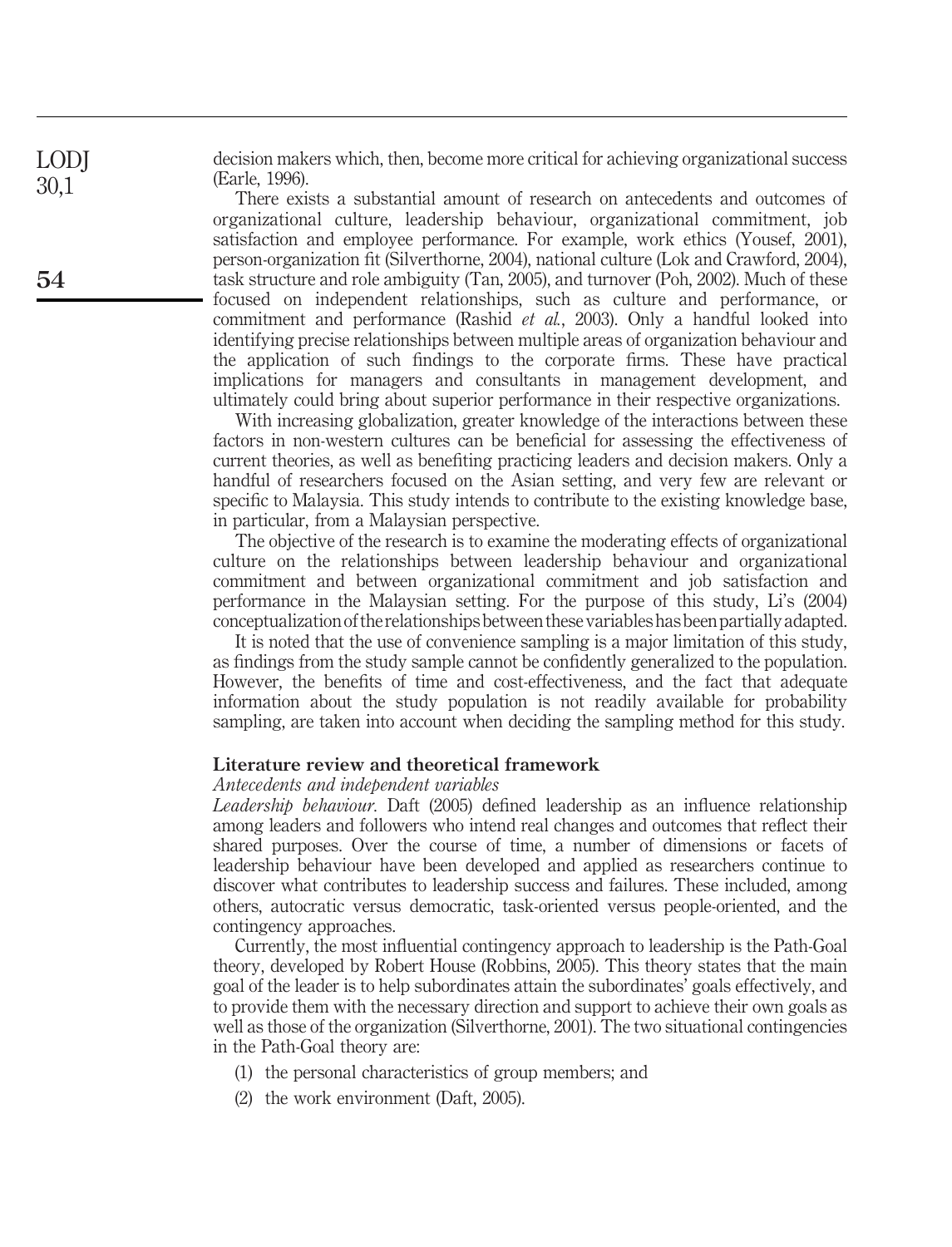decision makers which, then, become more critical for achieving organizational success (Earle, 1996).

There exists a substantial amount of research on antecedents and outcomes of organizational culture, leadership behaviour, organizational commitment, job satisfaction and employee performance. For example, work ethics (Yousef, 2001), person-organization fit (Silverthorne, 2004), national culture (Lok and Crawford, 2004), task structure and role ambiguity (Tan, 2005), and turnover (Poh, 2002). Much of these focused on independent relationships, such as culture and performance, or commitment and performance (Rashid *et al.*, 2003). Only a handful looked into identifying precise relationships between multiple areas of organization behaviour and the application of such findings to the corporate firms. These have practical implications for managers and consultants in management development, and ultimately could bring about superior performance in their respective organizations.

With increasing globalization, greater knowledge of the interactions between these factors in non-western cultures can be beneficial for assessing the effectiveness of current theories, as well as benefiting practicing leaders and decision makers. Only a handful of researchers focused on the Asian setting, and very few are relevant or specific to Malaysia. This study intends to contribute to the existing knowledge base, in particular, from a Malaysian perspective.

The objective of the research is to examine the moderating effects of organizational culture on the relationships between leadership behaviour and organizational commitment and between organizational commitment and job satisfaction and performance in the Malaysian setting. For the purpose of this study, Li's (2004) conceptualization of the relationships between these variables has been partially adapted.

It is noted that the use of convenience sampling is a major limitation of this study, as findings from the study sample cannot be confidently generalized to the population. However, the benefits of time and cost-effectiveness, and the fact that adequate information about the study population is not readily available for probability sampling, are taken into account when deciding the sampling method for this study.

## Literature review and theoretical framework

### *Antecedents and independent variables*

*Leadership behaviour.* Daft (2005) defined leadership as an influence relationship among leaders and followers who intend real changes and outcomes that reflect their shared purposes. Over the course of time, a number of dimensions or facets of leadership behaviour have been developed and applied as researchers continue to discover what contributes to leadership success and failures. These included, among others, autocratic versus democratic, task-oriented versus people-oriented, and the contingency approaches.

Currently, the most influential contingency approach to leadership is the Path-Goal theory, developed by Robert House (Robbins, 2005). This theory states that the main goal of the leader is to help subordinates attain the subordinates' goals effectively, and to provide them with the necessary direction and support to achieve their own goals as well as those of the organization (Silverthorne, 2001). The two situational contingencies in the Path-Goal theory are:

(1) the personal characteristics of group members; and

(2) the work environment (Daft, 2005).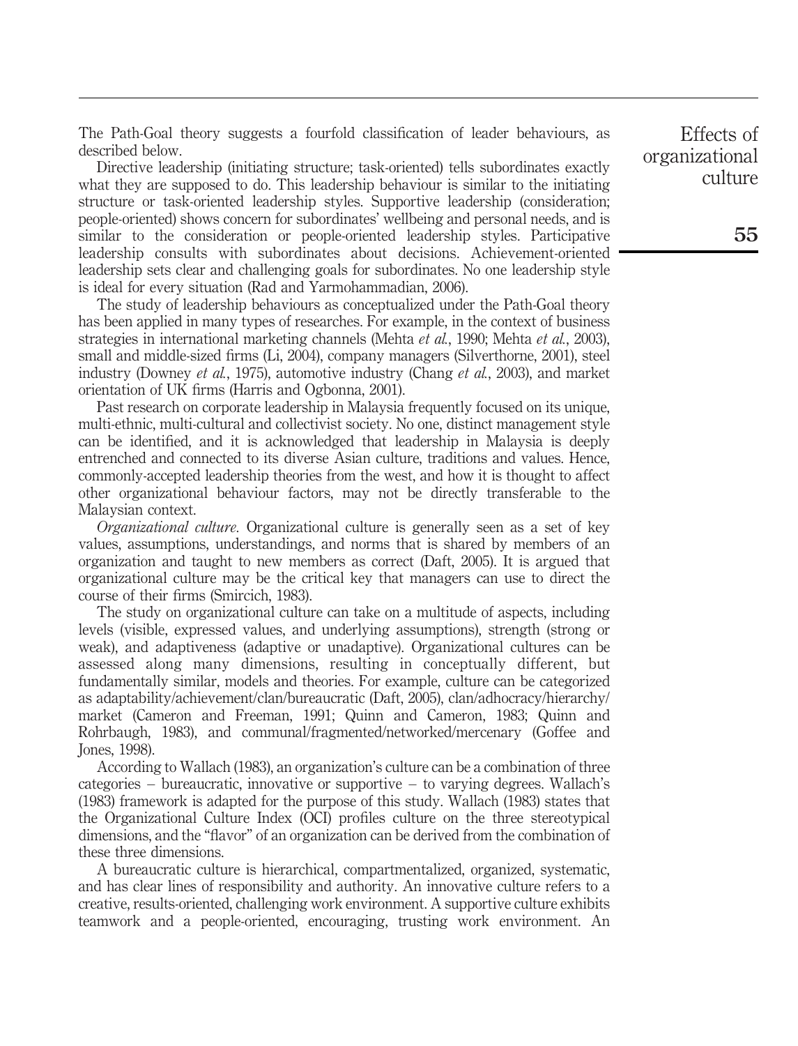The Path-Goal theory suggests a fourfold classification of leader behaviours, as described below.

Directive leadership (initiating structure; task-oriented) tells subordinates exactly what they are supposed to do. This leadership behaviour is similar to the initiating structure or task-oriented leadership styles. Supportive leadership (consideration; people-oriented) shows concern for subordinates' wellbeing and personal needs, and is similar to the consideration or people-oriented leadership styles. Participative leadership consults with subordinates about decisions. Achievement-oriented leadership sets clear and challenging goals for subordinates. No one leadership style is ideal for every situation (Rad and Yarmohammadian, 2006).

The study of leadership behaviours as conceptualized under the Path-Goal theory has been applied in many types of researches. For example, in the context of business strategies in international marketing channels (Mehta *et al.*, 1990; Mehta *et al.*, 2003), small and middle-sized firms (Li, 2004), company managers (Silverthorne, 2001), steel industry (Downey *et al.*, 1975), automotive industry (Chang *et al.*, 2003), and market orientation of UK firms (Harris and Ogbonna, 2001).

Past research on corporate leadership in Malaysia frequently focused on its unique, multi-ethnic, multi-cultural and collectivist society. No one, distinct management style can be identified, and it is acknowledged that leadership in Malaysia is deeply entrenched and connected to its diverse Asian culture, traditions and values. Hence, commonly-accepted leadership theories from the west, and how it is thought to affect other organizational behaviour factors, may not be directly transferable to the Malaysian context.

*Organizational culture.* Organizational culture is generally seen as a set of key values, assumptions, understandings, and norms that is shared by members of an organization and taught to new members as correct (Daft, 2005). It is argued that organizational culture may be the critical key that managers can use to direct the course of their firms (Smircich, 1983).

The study on organizational culture can take on a multitude of aspects, including levels (visible, expressed values, and underlying assumptions), strength (strong or weak), and adaptiveness (adaptive or unadaptive). Organizational cultures can be assessed along many dimensions, resulting in conceptually different, but fundamentally similar, models and theories. For example, culture can be categorized as adaptability/achievement/clan/bureaucratic (Daft, 2005), clan/adhocracy/hierarchy/market (Cameron and Freeman, 1991; Quinn and Cameron, 1983; Quinn and Rohrbaugh, 1983), and communal/fragmented/networked/mercenary (Goffee and Jones, 1998).

According to Wallach (1983), an organization's culture can be a combination of three categories – bureaucratic, innovative or supportive – to varying degrees. Wallach's (1983) framework is adapted for the purpose of this study. Wallach (1983) states that the Organizational Culture Index (OCI) profiles culture on the three stereotypical dimensions, and the "flavor" of an organization can be derived from the combination of these three dimensions.

A bureaucratic culture is hierarchical, compartmentalized, organized, systematic, and has clear lines of responsibility and authority. An innovative culture refers to a creative, results-oriented, challenging work environment. A supportive culture exhibits teamwork and a people-oriented, encouraging, trusting work environment. An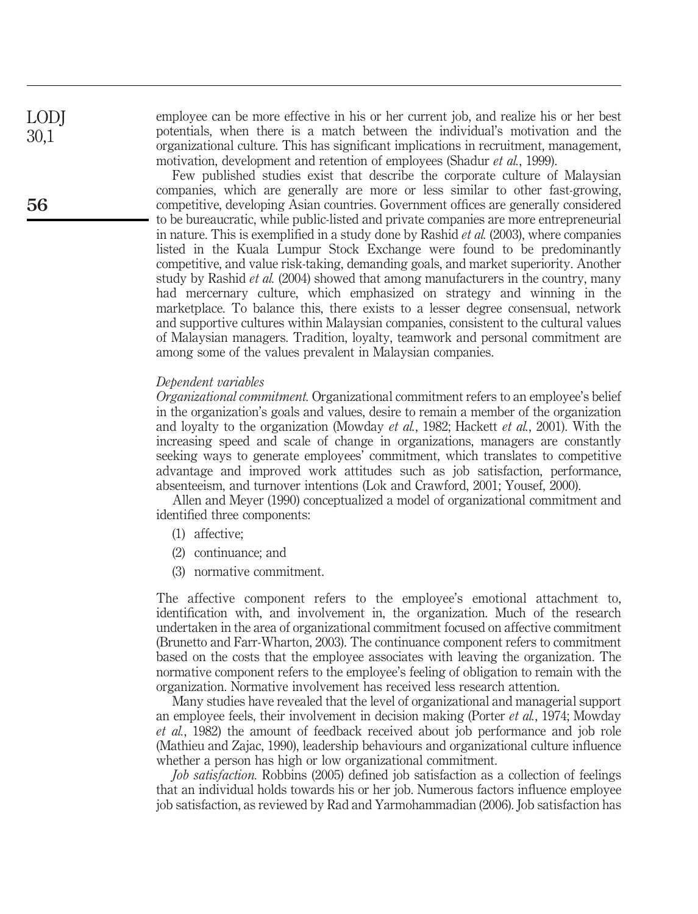employee can be more effective in his or her current job, and realize his or her best potentials, when there is a match between the individual's motivation and the organizational culture. This has significant implications in recruitment, management, motivation, development and retention of employees (Shadur *et al.*, 1999).

Few published studies exist that describe the corporate culture of Malaysian companies, which are generally are more or less similar to other fast-growing, competitive, developing Asian countries. Government offices are generally considered to be bureaucratic, while public-listed and private companies are more entrepreneurial in nature. This is exemplified in a study done by Rashid *et al.* (2003), where companies listed in the Kuala Lumpur Stock Exchange were found to be predominantly competitive, and value risk-taking, demanding goals, and market superiority. Another study by Rashid *et al.* (2004) showed that among manufacturers in the country, many had mercernary culture, which emphasized on strategy and winning in the marketplace. To balance this, there exists to a lesser degree consensual, network and supportive cultures within Malaysian companies, consistent to the cultural values of Malaysian managers. Tradition, loyalty, teamwork and personal commitment are among some of the values prevalent in Malaysian companies.

*Dependent variables*

*Organizational commitment.* Organizational commitment refers to an employee's belief in the organization's goals and values, desire to remain a member of the organization and loyalty to the organization (Mowday *et al.*, 1982; Hackett *et al.*, 2001). With the increasing speed and scale of change in organizations, managers are constantly seeking ways to generate employees' commitment, which translates to competitive advantage and improved work attitudes such as job satisfaction, performance, absenteeism, and turnover intentions (Lok and Crawford, 2001; Yousef, 2000).

Allen and Meyer (1990) conceptualized a model of organizational commitment and identified three components:

(1) affective;

(2) continuance; and

(3) normative commitment.

The affective component refers to the employee's emotional attachment to, identification with, and involvement in, the organization. Much of the research undertaken in the area of organizational commitment focused on affective commitment (Brunetto and Farr-Wharton, 2003). The continuance component refers to commitment based on the costs that the employee associates with leaving the organization. The normative component refers to the employee's feeling of obligation to remain with the organization. Normative involvement has received less research attention.

Many studies have revealed that the level of organizational and managerial support an employee feels, their involvement in decision making (Porter *et al.*, 1974; Mowday *et al.*, 1982) the amount of feedback received about job performance and job role (Mathieu and Zajac, 1990), leadership behaviours and organizational culture influence whether a person has high or low organizational commitment.

*Job satisfaction.* Robbins (2005) defined job satisfaction as a collection of feelings that an individual holds towards his or her job. Numerous factors influence employee job satisfaction, as reviewed by Rad and Yarmohammadian (2006). Job satisfaction has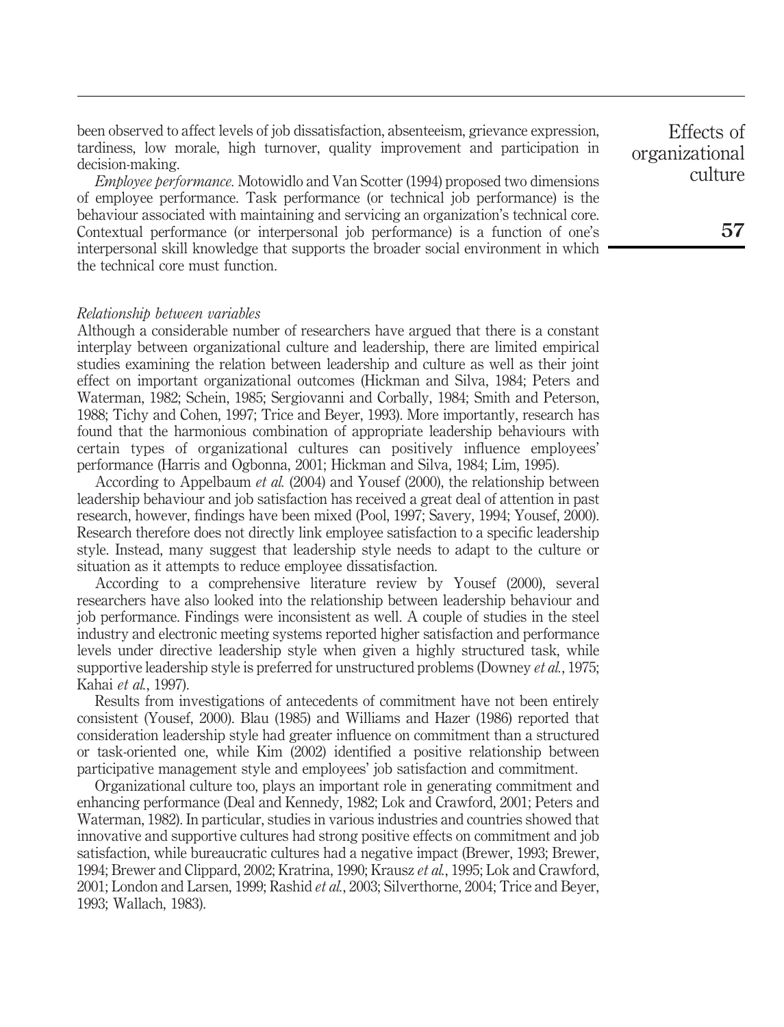been observed to affect levels of job dissatisfaction, absenteeism, grievance expression, tardiness, low morale, high turnover, quality improvement and participation in decision-making.

*Employee performance*. Motowidlo and Van Scotter (1994) proposed two dimensions of employee performance. Task performance (or technical job performance) is the behaviour associated with maintaining and servicing an organization's technical core. Contextual performance (or interpersonal job performance) is a function of one's interpersonal skill knowledge that supports the broader social environment in which the technical core must function.

*Relationship between variables*

Although a considerable number of researchers have argued that there is a constant interplay between organizational culture and leadership, there are limited empirical studies examining the relation between leadership and culture as well as their joint effect on important organizational outcomes (Hickman and Silva, 1984; Peters and Waterman, 1982; Schein, 1985; Sergiovanni and Corbally, 1984; Smith and Peterson, 1988; Tichy and Cohen, 1997; Trice and Beyer, 1993). More importantly, research has found that the harmonious combination of appropriate leadership behaviours with certain types of organizational cultures can positively influence employees' performance (Harris and Ogbonna, 2001; Hickman and Silva, 1984; Lim, 1995).

According to Appelbaum *et al.* (2004) and Yousef (2000), the relationship between leadership behaviour and job satisfaction has received a great deal of attention in past research, however, findings have been mixed (Pool, 1997; Savery, 1994; Yousef, 2000). Research therefore does not directly link employee satisfaction to a specific leadership style. Instead, many suggest that leadership style needs to adapt to the culture or situation as it attempts to reduce employee dissatisfaction.

According to a comprehensive literature review by Yousef (2000), several researchers have also looked into the relationship between leadership behaviour and job performance. Findings were inconsistent as well. A couple of studies in the steel industry and electronic meeting systems reported higher satisfaction and performance levels under directive leadership style when given a highly structured task, while supportive leadership style is preferred for unstructured problems (Downey *et al.*, 1975; Kahai *et al.*, 1997).

Results from investigations of antecedents of commitment have not been entirely consistent (Yousef, 2000). Blau (1985) and Williams and Hazer (1986) reported that consideration leadership style had greater influence on commitment than a structured or task-oriented one, while Kim (2002) identified a positive relationship between participative management style and employees' job satisfaction and commitment.

Organizational culture too, plays an important role in generating commitment and enhancing performance (Deal and Kennedy, 1982; Lok and Crawford, 2001; Peters and Waterman, 1982). In particular, studies in various industries and countries showed that innovative and supportive cultures had strong positive effects on commitment and job satisfaction, while bureaucratic cultures had a negative impact (Brewer, 1993; Brewer, 1994; Brewer and Clippard, 2002; Kratrina, 1990; Krausz *et al.*, 1995; Lok and Crawford, 2001; London and Larsen, 1999; Rashid *et al.*, 2003; Silverthorne, 2004; Trice and Beyer, 1993; Wallach, 1983).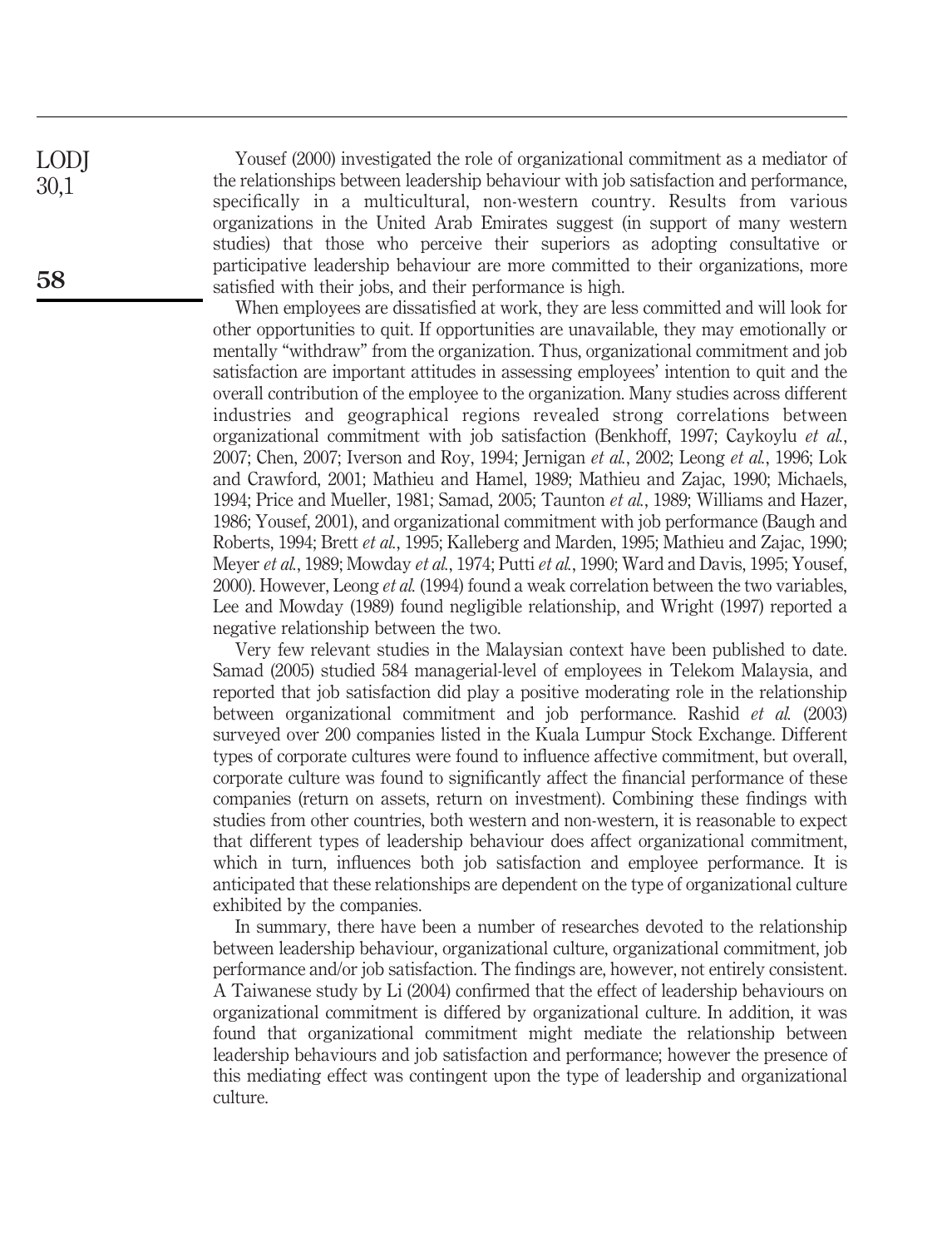Yousef (2000) investigated the role of organizational commitment as a mediator of the relationships between leadership behaviour with job satisfaction and performance, specifically in a multicultural, non-western country. Results from various organizations in the United Arab Emirates suggest (in support of many western studies) that those who perceive their superiors as adopting consultative or participative leadership behaviour are more committed to their organizations, more satisfied with their jobs, and their performance is high.

When employees are dissatisfied at work, they are less committed and will look for other opportunities to quit. If opportunities are unavailable, they may emotionally or mentally "withdraw" from the organization. Thus, organizational commitment and job satisfaction are important attitudes in assessing employees' intention to quit and the overall contribution of the employee to the organization. Many studies across different industries and geographical regions revealed strong correlations between organizational commitment with job satisfaction (Benkhoff, 1997; Caykoylu *et al.*, 2007; Chen, 2007; Iverson and Roy, 1994; Jernigan *et al.*, 2002; Leong *et al.*, 1996; Lok and Crawford, 2001; Mathieu and Hamel, 1989; Mathieu and Zajac, 1990; Michaels, 1994; Price and Mueller, 1981; Samad, 2005; Taunton *et al.*, 1989; Williams and Hazer, 1986; Yousef, 2001), and organizational commitment with job performance (Baugh and Roberts, 1994; Brett *et al.*, 1995; Kalleberg and Marden, 1995; Mathieu and Zajac, 1990; Meyer *et al.*, 1989; Mowday *et al.*, 1974; Putti *et al.*, 1990; Ward and Davis, 1995; Yousef, 2000). However, Leong *et al.* (1994) found a weak correlation between the two variables, Lee and Mowday (1989) found negligible relationship, and Wright (1997) reported a negative relationship between the two.

Very few relevant studies in the Malaysian context have been published to date. Samad (2005) studied 584 managerial-level of employees in Telekom Malaysia, and reported that job satisfaction did play a positive moderating role in the relationship between organizational commitment and job performance. Rashid *et al.* (2003) surveyed over 200 companies listed in the Kuala Lumpur Stock Exchange. Different types of corporate cultures were found to influence affective commitment, but overall, corporate culture was found to significantly affect the financial performance of these companies (return on assets, return on investment). Combining these findings with studies from other countries, both western and non-western, it is reasonable to expect that different types of leadership behaviour does affect organizational commitment, which in turn, influences both job satisfaction and employee performance. It is anticipated that these relationships are dependent on the type of organizational culture exhibited by the companies.

In summary, there have been a number of researches devoted to the relationship between leadership behaviour, organizational culture, organizational commitment, job performance and/or job satisfaction. The findings are, however, not entirely consistent. A Taiwanese study by Li (2004) confirmed that the effect of leadership behaviours on organizational commitment is differed by organizational culture. In addition, it was found that organizational commitment might mediate the relationship between leadership behaviours and job satisfaction and performance; however the presence of this mediating effect was contingent upon the type of leadership and organizational culture.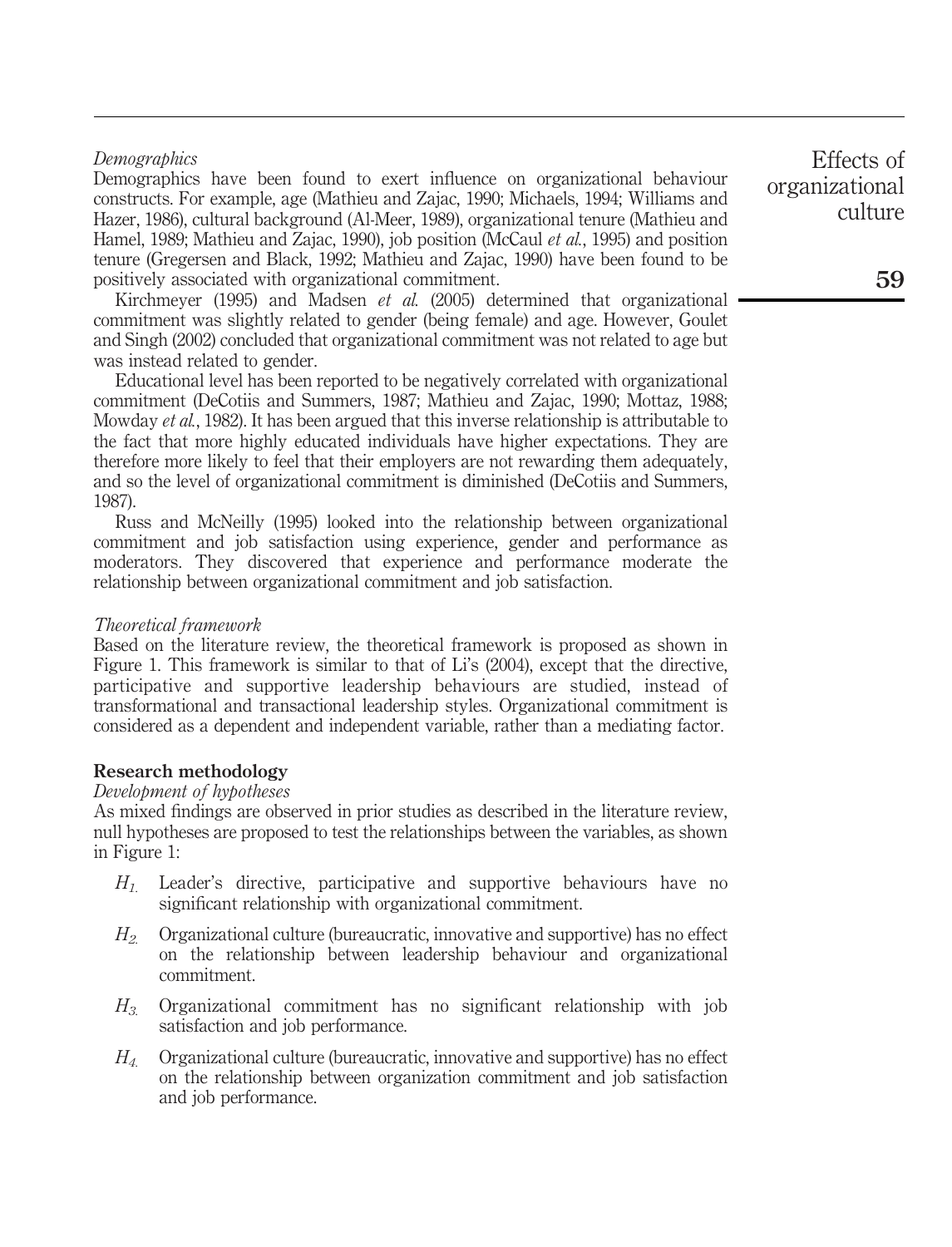*Demographics*

Demographics have been found to exert influence on organizational behaviour constructs. For example, age (Mathieu and Zajac, 1990; Michaels, 1994; Williams and Hazer, 1986), cultural background (Al-Meer, 1989), organizational tenure (Mathieu and Hamel, 1989; Mathieu and Zajac, 1990), job position (McCaul *et al.*, 1995) and position tenure (Gregersen and Black, 1992; Mathieu and Zajac, 1990) have been found to be positively associated with organizational commitment.

Kirchmeyer (1995) and Madsen *et al.* (2005) determined that organizational commitment was slightly related to gender (being female) and age. However, Goulet and Singh (2002) concluded that organizational commitment was not related to age but was instead related to gender.

Educational level has been reported to be negatively correlated with organizational commitment (DeCotiis and Summers, 1987; Mathieu and Zajac, 1990; Mottaz, 1988; Mowday *et al.*, 1982). It has been argued that this inverse relationship is attributable to the fact that more highly educated individuals have higher expectations. They are therefore more likely to feel that their employers are not rewarding them adequately, and so the level of organizational commitment is diminished (DeCotiis and Summers, 1987).

Russ and McNeilly (1995) looked into the relationship between organizational commitment and job satisfaction using experience, gender and performance as moderators. They discovered that experience and performance moderate the relationship between organizational commitment and job satisfaction.

*Theoretical framework*

Based on the literature review, the theoretical framework is proposed as shown in Figure 1. This framework is similar to that of Li's (2004), except that the directive, participative and supportive leadership behaviours are studied, instead of transformational and transactional leadership styles. Organizational commitment is considered as a dependent and independent variable, rather than a mediating factor.

## Research methodology

*Development of hypotheses*

As mixed findings are observed in prior studies as described in the literature review, null hypotheses are proposed to test the relationships between the variables, as shown in Figure 1:

- $H_1$. Leader's directive, participative and supportive behaviours have no significant relationship with organizational commitment.
- $H_2$. Organizational culture (bureaucratic, innovative and supportive) has no effect on the relationship between leadership behaviour and organizational commitment.
- $H_3$. Organizational commitment has no significant relationship with job satisfaction and job performance.
- $H_4$. Organizational culture (bureaucratic, innovative and supportive) has no effect on the relationship between organization commitment and job satisfaction and job performance.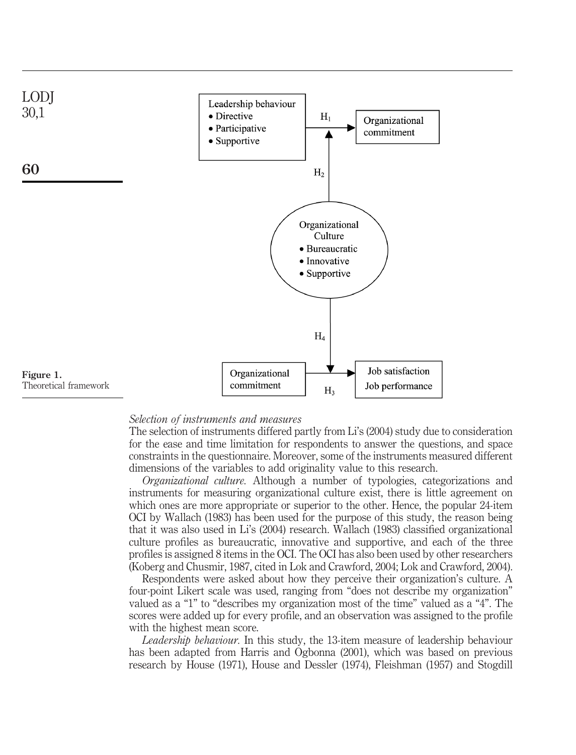Figure 1.
Theoretical framework

*Selection of instruments and measures*

The selection of instruments differed partly from Li's (2004) study due to consideration for the ease and time limitation for respondents to answer the questions, and space constraints in the questionnaire. Moreover, some of the instruments measured different dimensions of the variables to add originality value to this research.

*Organizational culture.* Although a number of typologies, categorizations and instruments for measuring organizational culture exist, there is little agreement on which ones are more appropriate or superior to the other. Hence, the popular 24-item OCI by Wallach (1983) has been used for the purpose of this study, the reason being that it was also used in Li's (2004) research. Wallach (1983) classified organizational culture profiles as bureaucratic, innovative and supportive, and each of the three profiles is assigned 8 items in the OCI. The OCI has also been used by other researchers (Koberg and Chusmir, 1987, cited in Lok and Crawford, 2004; Lok and Crawford, 2004).

Respondents were asked about how they perceive their organization's culture. A four-point Likert scale was used, ranging from "does not describe my organization" valued as a "1" to "describes my organization most of the time" valued as a "4". The scores were added up for every profile, and an observation was assigned to the profile with the highest mean score.

*Leadership behaviour.* In this study, the 13-item measure of leadership behaviour has been adapted from Harris and Ogbonna (2001), which was based on previous research by House (1971), House and Dessler (1974), Fleishman (1957) and Stogdill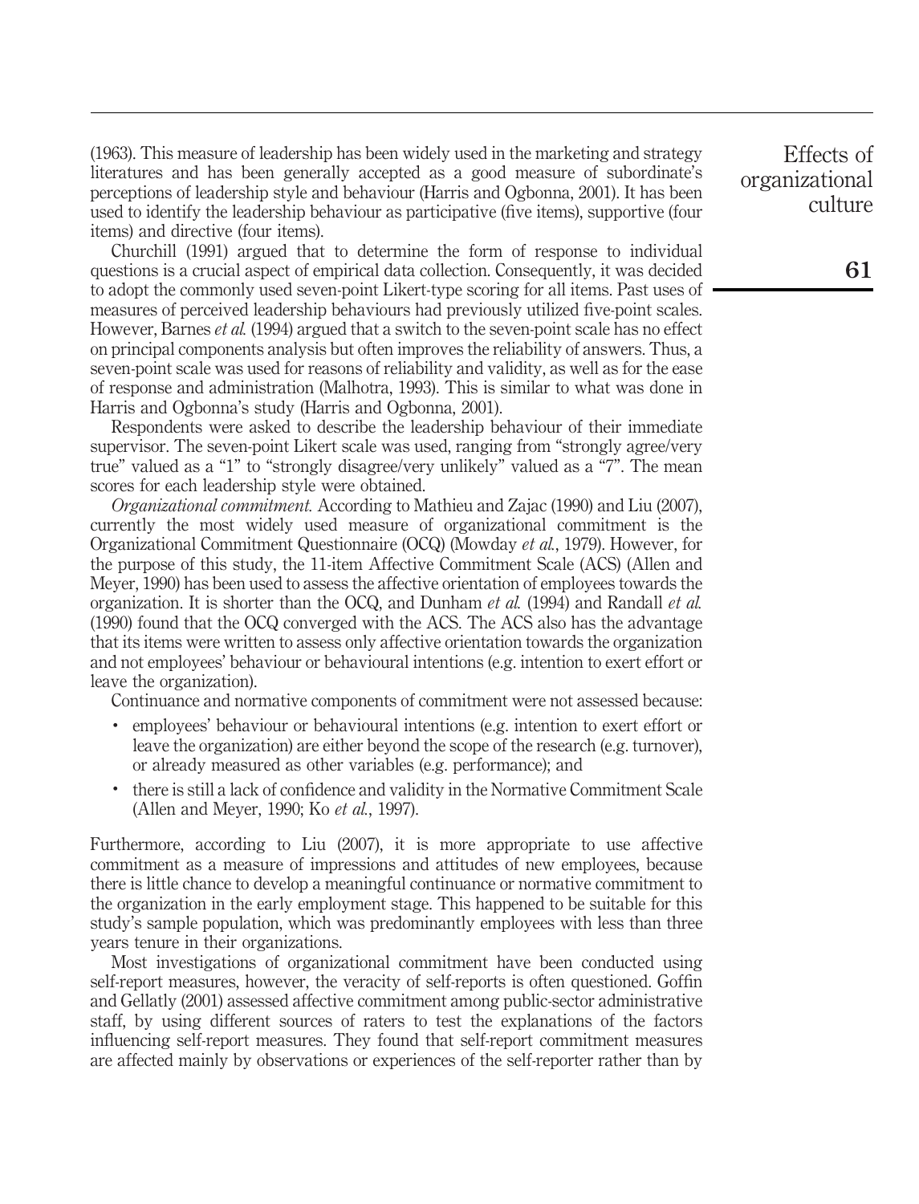(1963). This measure of leadership has been widely used in the marketing and strategy literatures and has been generally accepted as a good measure of subordinate's perceptions of leadership style and behaviour (Harris and Ogbonna, 2001). It has been used to identify the leadership behaviour as participative (five items), supportive (four items) and directive (four items).

Churchill (1991) argued that to determine the form of response to individual questions is a crucial aspect of empirical data collection. Consequently, it was decided to adopt the commonly used seven-point Likert-type scoring for all items. Past uses of measures of perceived leadership behaviours had previously utilized five-point scales. However, Barnes *et al.* (1994) argued that a switch to the seven-point scale has no effect on principal components analysis but often improves the reliability of answers. Thus, a seven-point scale was used for reasons of reliability and validity, as well as for the ease of response and administration (Malhotra, 1993). This is similar to what was done in Harris and Ogbonna's study (Harris and Ogbonna, 2001).

Respondents were asked to describe the leadership behaviour of their immediate supervisor. The seven-point Likert scale was used, ranging from "strongly agree/very true" valued as a "1" to "strongly disagree/very unlikely" valued as a "7". The mean scores for each leadership style were obtained.

*Organizational commitment.* According to Mathieu and Zajac (1990) and Liu (2007), currently the most widely used measure of organizational commitment is the Organizational Commitment Questionnaire (OCQ) (Mowday *et al.*, 1979). However, for the purpose of this study, the 11-item Affective Commitment Scale (ACS) (Allen and Meyer, 1990) has been used to assess the affective orientation of employees towards the organization. It is shorter than the OCQ, and Dunham *et al.* (1994) and Randall *et al.* (1990) found that the OCQ converged with the ACS. The ACS also has the advantage that its items were written to assess only affective orientation towards the organization and not employees' behaviour or behavioural intentions (e.g. intention to exert effort or leave the organization).

Continuance and normative components of commitment were not assessed because:

- employees' behaviour or behavioural intentions (e.g. intention to exert effort or leave the organization) are either beyond the scope of the research (e.g. turnover), or already measured as other variables (e.g. performance); and
- there is still a lack of confidence and validity in the Normative Commitment Scale (Allen and Meyer, 1990; Ko *et al.*, 1997).

Furthermore, according to Liu (2007), it is more appropriate to use affective commitment as a measure of impressions and attitudes of new employees, because there is little chance to develop a meaningful continuance or normative commitment to the organization in the early employment stage. This happened to be suitable for this study's sample population, which was predominantly employees with less than three years tenure in their organizations.

Most investigations of organizational commitment have been conducted using self-report measures, however, the veracity of self-reports is often questioned. Goffin and Gellatly (2001) assessed affective commitment among public-sector administrative staff, by using different sources of raters to test the explanations of the factors influencing self-report measures. They found that self-report commitment measures are affected mainly by observations or experiences of the self-reporter rather than by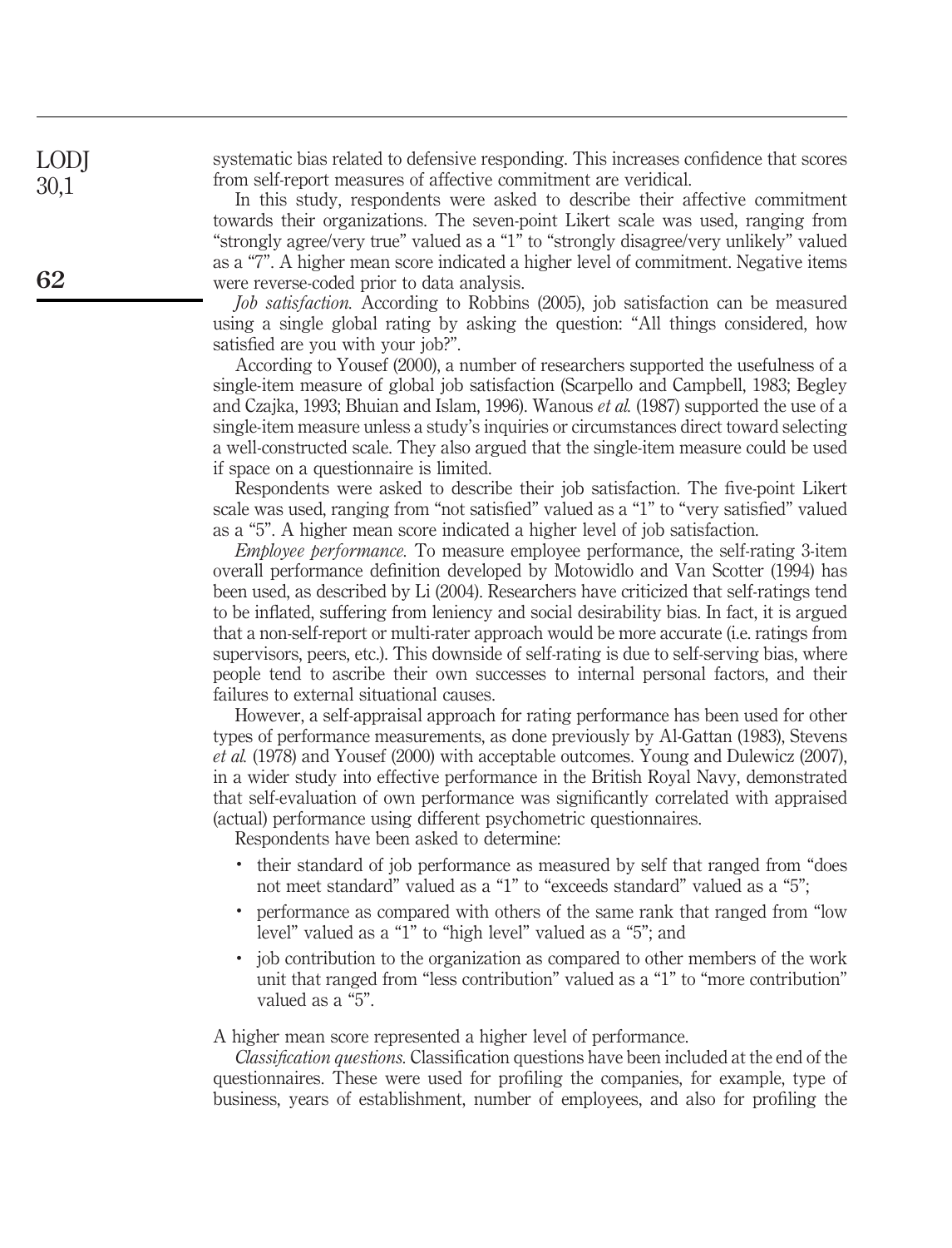systematic bias related to defensive responding. This increases confidence that scores from self-report measures of affective commitment are veridical.

In this study, respondents were asked to describe their affective commitment towards their organizations. The seven-point Likert scale was used, ranging from "strongly agree/very true" valued as a "1" to "strongly disagree/very unlikely" valued as a "7". A higher mean score indicated a higher level of commitment. Negative items were reverse-coded prior to data analysis.

*Job satisfaction.* According to Robbins (2005), job satisfaction can be measured using a single global rating by asking the question: "All things considered, how satisfied are you with your job?".

According to Yousef (2000), a number of researchers supported the usefulness of a single-item measure of global job satisfaction (Scarpello and Campbell, 1983; Begley and Czajka, 1993; Bhuian and Islam, 1996). Wanous *et al.* (1987) supported the use of a single-item measure unless a study's inquiries or circumstances direct toward selecting a well-constructed scale. They also argued that the single-item measure could be used if space on a questionnaire is limited.

Respondents were asked to describe their job satisfaction. The five-point Likert scale was used, ranging from "not satisfied" valued as a "1" to "very satisfied" valued as a "5". A higher mean score indicated a higher level of job satisfaction.

*Employee performance.* To measure employee performance, the self-rating 3-item overall performance definition developed by Motowidlo and Van Scotter (1994) has been used, as described by Li (2004). Researchers have criticized that self-ratings tend to be inflated, suffering from leniency and social desirability bias. In fact, it is argued that a non-self-report or multi-rater approach would be more accurate (i.e. ratings from supervisors, peers, etc.). This downside of self-rating is due to self-serving bias, where people tend to ascribe their own successes to internal personal factors, and their failures to external situational causes.

However, a self-appraisal approach for rating performance has been used for other types of performance measurements, as done previously by Al-Gattan (1983), Stevens *et al.* (1978) and Yousef (2000) with acceptable outcomes. Young and Dulewicz (2007), in a wider study into effective performance in the British Royal Navy, demonstrated that self-evaluation of own performance was significantly correlated with appraised (actual) performance using different psychometric questionnaires.

Respondents have been asked to determine:

- their standard of job performance as measured by self that ranged from "does not meet standard" valued as a "1" to "exceeds standard" valued as a "5";
- performance as compared with others of the same rank that ranged from "low level" valued as a "1" to "high level" valued as a "5"; and
- job contribution to the organization as compared to other members of the work unit that ranged from "less contribution" valued as a "1" to "more contribution" valued as a "5".

A higher mean score represented a higher level of performance.

*Classification questions.* Classification questions have been included at the end of the questionnaires. These were used for profiling the companies, for example, type of business, years of establishment, number of employees, and also for profiling the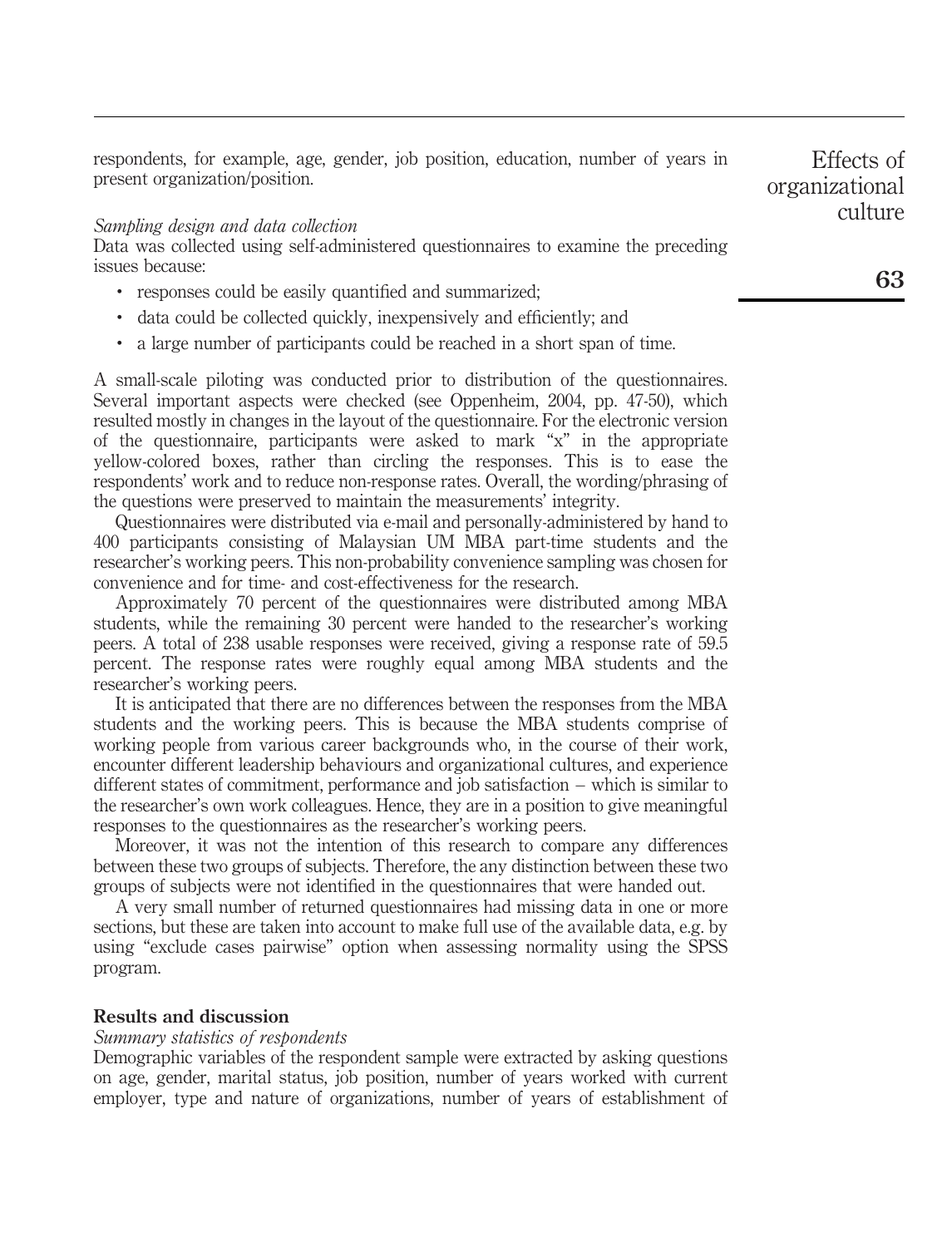respondents, for example, age, gender, job position, education, number of years in present organization/position.

*Sampling design and data collection*

Data was collected using self-administered questionnaires to examine the preceding issues because:

- responses could be easily quantified and summarized;
- data could be collected quickly, inexpensively and efficiently; and
- a large number of participants could be reached in a short span of time.

A small-scale piloting was conducted prior to distribution of the questionnaires. Several important aspects were checked (see Oppenheim, 2004, pp. 47-50), which resulted mostly in changes in the layout of the questionnaire. For the electronic version of the questionnaire, participants were asked to mark "x" in the appropriate yellow-colored boxes, rather than circling the responses. This is to ease the respondents' work and to reduce non-response rates. Overall, the wording/phrasing of the questions were preserved to maintain the measurements' integrity.

Questionnaires were distributed via e-mail and personally-administered by hand to 400 participants consisting of Malaysian UM MBA part-time students and the researcher's working peers. This non-probability convenience sampling was chosen for convenience and for time- and cost-effectiveness for the research.

Approximately 70 percent of the questionnaires were distributed among MBA students, while the remaining 30 percent were handed to the researcher's working peers. A total of 238 usable responses were received, giving a response rate of 59.5 percent. The response rates were roughly equal among MBA students and the researcher's working peers.

It is anticipated that there are no differences between the responses from the MBA students and the working peers. This is because the MBA students comprise of working people from various career backgrounds who, in the course of their work, encounter different leadership behaviours and organizational cultures, and experience different states of commitment, performance and job satisfaction – which is similar to the researcher's own work colleagues. Hence, they are in a position to give meaningful responses to the questionnaires as the researcher's working peers.

Moreover, it was not the intention of this research to compare any differences between these two groups of subjects. Therefore, the any distinction between these two groups of subjects were not identified in the questionnaires that were handed out.

A very small number of returned questionnaires had missing data in one or more sections, but these are taken into account to make full use of the available data, e.g. by using "exclude cases pairwise" option when assessing normality using the SPSS program.

## Results and discussion

*Summary statistics of respondents*

Demographic variables of the respondent sample were extracted by asking questions on age, gender, marital status, job position, number of years worked with current employer, type and nature of organizations, number of years of establishment of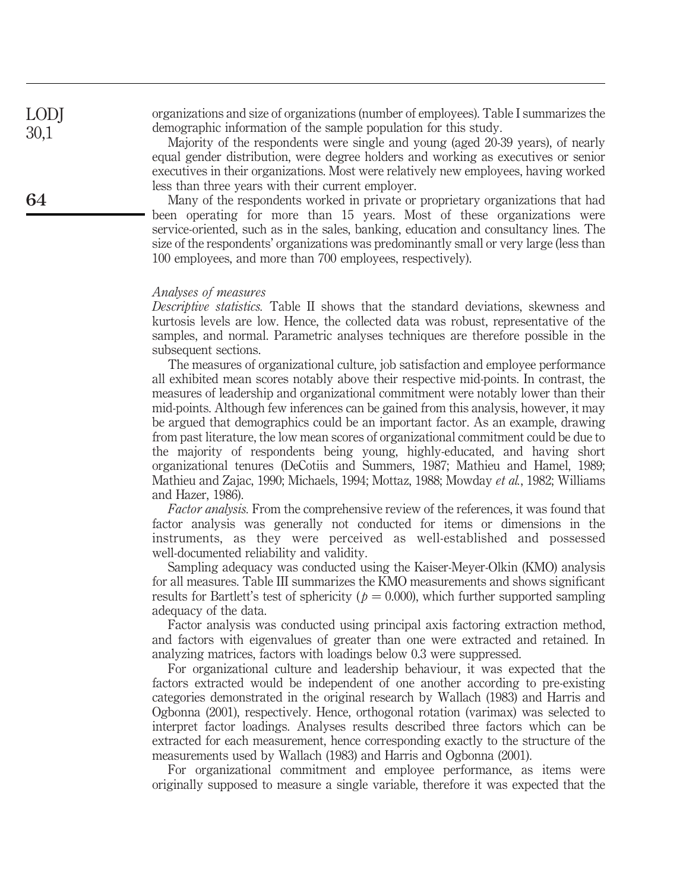organizations and size of organizations (number of employees). Table I summarizes the demographic information of the sample population for this study.

Majority of the respondents were single and young (aged 20-39 years), of nearly equal gender distribution, were degree holders and working as executives or senior executives in their organizations. Most were relatively new employees, having worked less than three years with their current employer.

Many of the respondents worked in private or proprietary organizations that had been operating for more than 15 years. Most of these organizations were service-oriented, such as in the sales, banking, education and consultancy lines. The size of the respondents' organizations was predominantly small or very large (less than 100 employees, and more than 700 employees, respectively).

*Analyses of measures*

*Descriptive statistics.* Table II shows that the standard deviations, skewness and kurtosis levels are low. Hence, the collected data was robust, representative of the samples, and normal. Parametric analyses techniques are therefore possible in the subsequent sections.

The measures of organizational culture, job satisfaction and employee performance all exhibited mean scores notably above their respective mid-points. In contrast, the measures of leadership and organizational commitment were notably lower than their mid-points. Although few inferences can be gained from this analysis, however, it may be argued that demographics could be an important factor. As an example, drawing from past literature, the low mean scores of organizational commitment could be due to the majority of respondents being young, highly-educated, and having short organizational tenures (DeCotiis and Summers, 1987; Mathieu and Hamel, 1989; Mathieu and Zajac, 1990; Michaels, 1994; Mottaz, 1988; Mowday *et al.*, 1982; Williams and Hazer, 1986).

*Factor analysis.* From the comprehensive review of the references, it was found that factor analysis was generally not conducted for items or dimensions in the instruments, as they were perceived as well-established and possessed well-documented reliability and validity.

Sampling adequacy was conducted using the Kaiser-Meyer-Olkin (KMO) analysis for all measures. Table III summarizes the KMO measurements and shows significant results for Bartlett's test of sphericity ($p = 0.000$), which further supported sampling adequacy of the data.

Factor analysis was conducted using principal axis factoring extraction method, and factors with eigenvalues of greater than one were extracted and retained. In analyzing matrices, factors with loadings below 0.3 were suppressed.

For organizational culture and leadership behaviour, it was expected that the factors extracted would be independent of one another according to pre-existing categories demonstrated in the original research by Wallach (1983) and Harris and Ogbonna (2001), respectively. Hence, orthogonal rotation (varimax) was selected to interpret factor loadings. Analyses results described three factors which can be extracted for each measurement, hence corresponding exactly to the structure of the measurements used by Wallach (1983) and Harris and Ogbonna (2001).

For organizational commitment and employee performance, as items were originally supposed to measure a single variable, therefore it was expected that the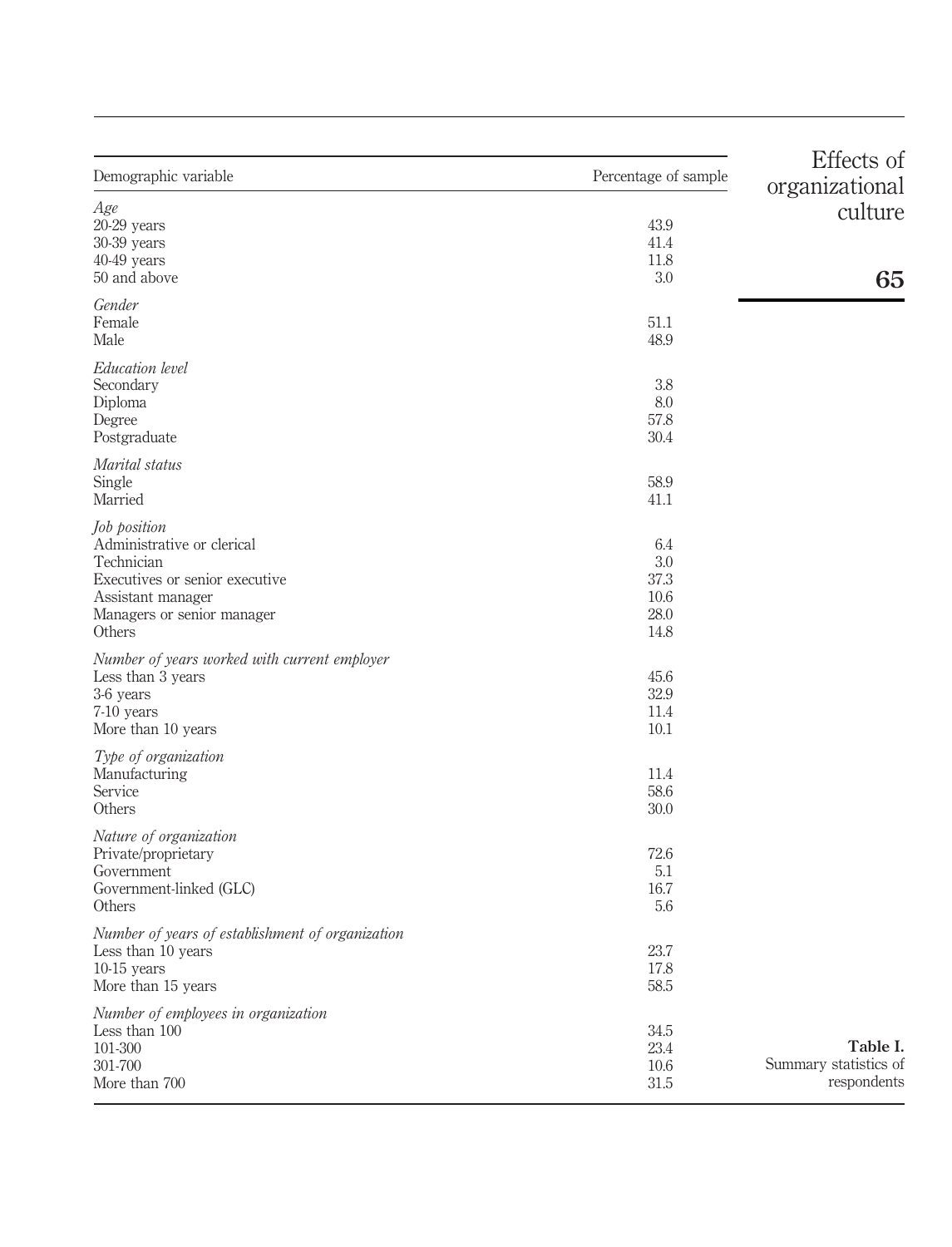Table I. Summary statistics of respondents

| Demographic variable | Percentage of sample |
|---|---|
| *Age* | |
| 20-29 years | 43.9 |
| 30-39 years | 41.4 |
| 40-49 years | 11.8 |
| 50 and above | 3.0 |
| *Gender* | |
| Female | 51.1 |
| Male | 48.9 |
| *Education level* | |
| Secondary | 3.8 |
| Diploma | 8.0 |
| Degree | 57.8 |
| Postgraduate | 30.4 |
| *Marital status* | |
| Single | 58.9 |
| Married | 41.1 |
| *Job position* | |
| Administrative or clerical | 6.4 |
| Technician | 3.0 |
| Executives or senior executive | 37.3 |
| Assistant manager | 10.6 |
| Managers or senior manager | 28.0 |
| Others | 14.8 |
| *Number of years worked with current employer* | |
| Less than 3 years | 45.6 |
| 3-6 years | 32.9 |
| 7-10 years | 11.4 |
| More than 10 years | 10.1 |
| *Type of organization* | |
| Manufacturing | 11.4 |
| Service | 58.6 |
| Others | 30.0 |
| *Nature of organization* | |
| Private/proprietary | 72.6 |
| Government | 5.1 |
| Government-linked (GLC) | 16.7 |
| Others | 5.6 |
| *Number of years of establishment of organization* | |
| Less than 10 years | 23.7 |
| 10-15 years | 17.8 |
| More than 15 years | 58.5 |
| *Number of employees in organization* | |
| Less than 100 | 34.5 |
| 101-300 | 23.4 |
| 301-700 | 10.6 |
| More than 700 | 31.5 |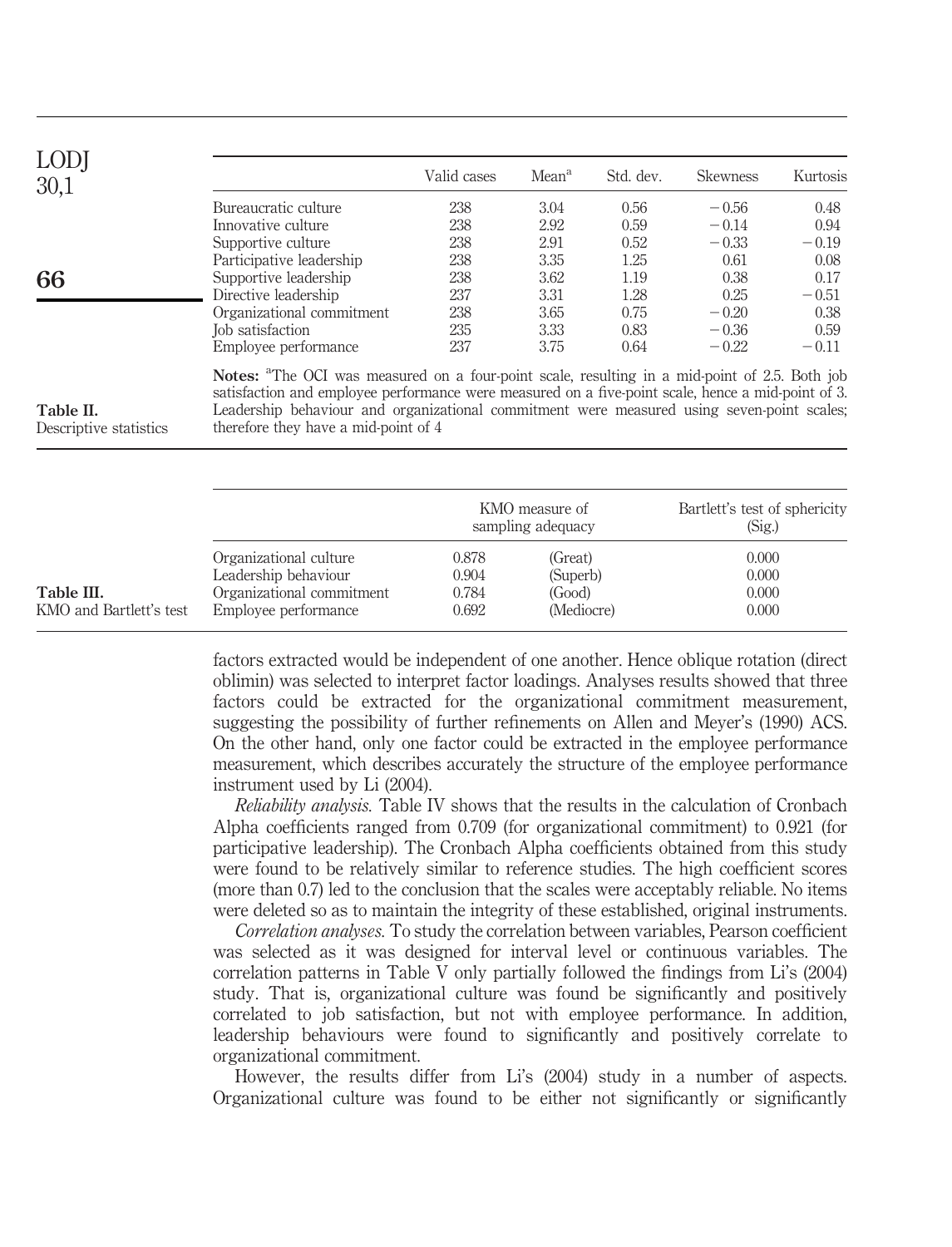**Table II.** Descriptive statistics

| | Valid cases | Mean[a] | Std. dev. | Skewness | Kurtosis |
|---|---|---|---|---|---|
| Bureaucratic culture | 238 | 3.04 | 0.56 | −0.56 | 0.48 |
| Innovative culture | 238 | 2.92 | 0.59 | −0.14 | 0.94 |
| Supportive culture | 238 | 2.91 | 0.52 | −0.33 | −0.19 |
| Participative leadership | 238 | 3.35 | 1.25 | 0.61 | 0.08 |
| Supportive leadership | 238 | 3.62 | 1.19 | 0.38 | 0.17 |
| Directive leadership | 237 | 3.31 | 1.28 | 0.25 | −0.51 |
| Organizational commitment | 238 | 3.65 | 0.75 | −0.20 | 0.38 |
| Job satisfaction | 235 | 3.33 | 0.83 | −0.36 | 0.59 |
| Employee performance | 237 | 3.75 | 0.64 | −0.22 | −0.11 |

**Notes:** [a]The OCI was measured on a four-point scale, resulting in a mid-point of 2.5. Both job satisfaction and employee performance were measured on a five-point scale, hence a mid-point of 3. Leadership behaviour and organizational commitment were measured using seven-point scales; therefore they have a mid-point of 4

**Table III.** KMO and Bartlett's test

| | KMO measure of sampling adequacy | | Bartlett's test of sphericity (Sig.) |
|---|---|---|---|
| Organizational culture | 0.878 | (Great) | 0.000 |
| Leadership behaviour | 0.904 | (Superb) | 0.000 |
| Organizational commitment | 0.784 | (Good) | 0.000 |
| Employee performance | 0.692 | (Mediocre) | 0.000 |

factors extracted would be independent of one another. Hence oblique rotation (direct oblimin) was selected to interpret factor loadings. Analyses results showed that three factors could be extracted for the organizational commitment measurement, suggesting the possibility of further refinements on Allen and Meyer's (1990) ACS. On the other hand, only one factor could be extracted in the employee performance measurement, which describes accurately the structure of the employee performance instrument used by Li (2004).

*Reliability analysis.* Table IV shows that the results in the calculation of Cronbach Alpha coefficients ranged from 0.709 (for organizational commitment) to 0.921 (for participative leadership). The Cronbach Alpha coefficients obtained from this study were found to be relatively similar to reference studies. The high coefficient scores (more than 0.7) led to the conclusion that the scales were acceptably reliable. No items were deleted so as to maintain the integrity of these established, original instruments.

*Correlation analyses.* To study the correlation between variables, Pearson coefficient was selected as it was designed for interval level or continuous variables. The correlation patterns in Table V only partially followed the findings from Li's (2004) study. That is, organizational culture was found be significantly and positively correlated to job satisfaction, but not with employee performance. In addition, leadership behaviours were found to significantly and positively correlate to organizational commitment.

However, the results differ from Li's (2004) study in a number of aspects. Organizational culture was found to be either not significantly or significantly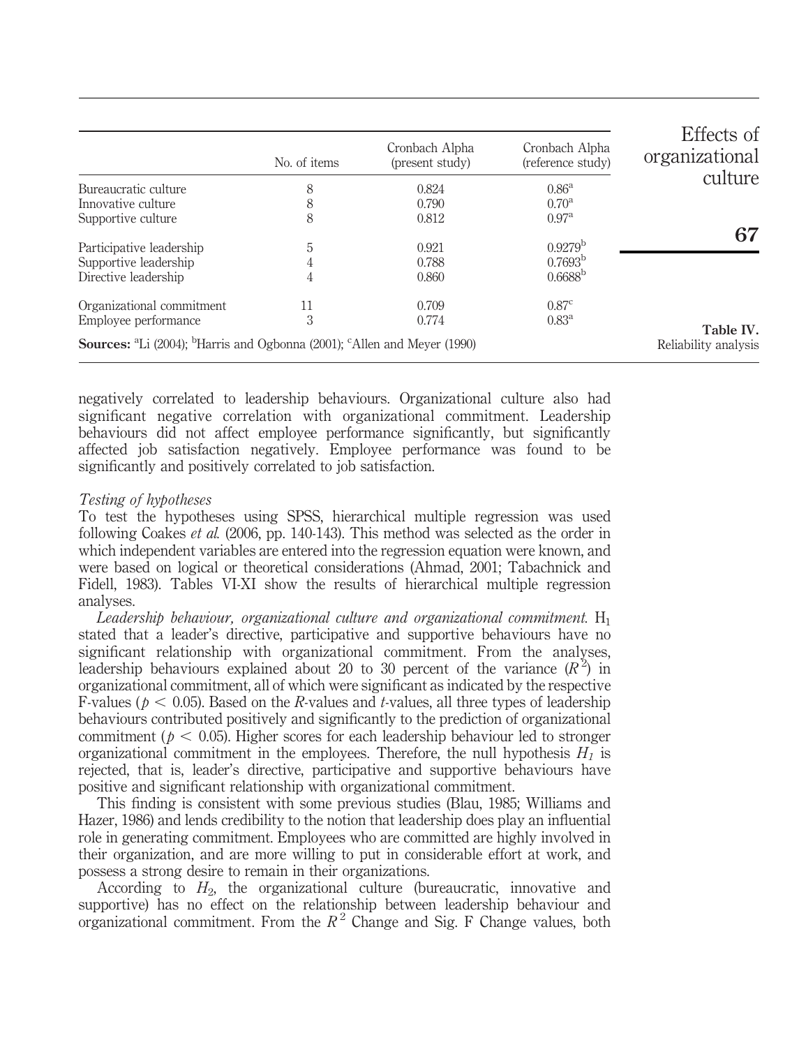| | No. of items | Cronbach Alpha (present study) | Cronbach Alpha (reference study) |
|---|---|---|---|
| Bureaucratic culture | 8 | 0.824 | 0.86[a] |
| Innovative culture | 8 | 0.790 | 0.70[a] |
| Supportive culture | 8 | 0.812 | 0.97[a] |
| Participative leadership | 5 | 0.921 | 0.9279[b] |
| Supportive leadership | 4 | 0.788 | 0.7693[b] |
| Directive leadership | 4 | 0.860 | 0.6688[b] |
| Organizational commitment | 11 | 0.709 | 0.87[c] |
| Employee performance | 3 | 0.774 | 0.83[a] |

**Sources:** [a]Li (2004); [b]Harris and Ogbonna (2001); [c]Allen and Meyer (1990)

**Table IV.** Reliability analysis

negatively correlated to leadership behaviours. Organizational culture also had significant negative correlation with organizational commitment. Leadership behaviours did not affect employee performance significantly, but significantly affected job satisfaction negatively. Employee performance was found to be significantly and positively correlated to job satisfaction.

### *Testing of hypotheses*

To test the hypotheses using SPSS, hierarchical multiple regression was used following Coakes *et al.* (2006, pp. 140-143). This method was selected as the order in which independent variables are entered into the regression equation were known, and were based on logical or theoretical considerations (Ahmad, 2001; Tabachnick and Fidell, 1983). Tables VI-XI show the results of hierarchical multiple regression analyses.

*Leadership behaviour, organizational culture and organizational commitment.* $H_1$ stated that a leader's directive, participative and supportive behaviours have no significant relationship with organizational commitment. From the analyses, leadership behaviours explained about 20 to 30 percent of the variance ($R^2$) in organizational commitment, all of which were significant as indicated by the respective F-values ($p < 0.05$). Based on the *R*-values and *t*-values, all three types of leadership behaviours contributed positively and significantly to the prediction of organizational commitment ($p < 0.05$). Higher scores for each leadership behaviour led to stronger organizational commitment in the employees. Therefore, the null hypothesis $H_1$ is rejected, that is, leader's directive, participative and supportive behaviours have positive and significant relationship with organizational commitment.

This finding is consistent with some previous studies (Blau, 1985; Williams and Hazer, 1986) and lends credibility to the notion that leadership does play an influential role in generating commitment. Employees who are committed are highly involved in their organization, and are more willing to put in considerable effort at work, and possess a strong desire to remain in their organizations.

According to $H_2$, the organizational culture (bureaucratic, innovative and supportive) has no effect on the relationship between leadership behaviour and organizational commitment. From the $R^2$ Change and Sig. F Change values, both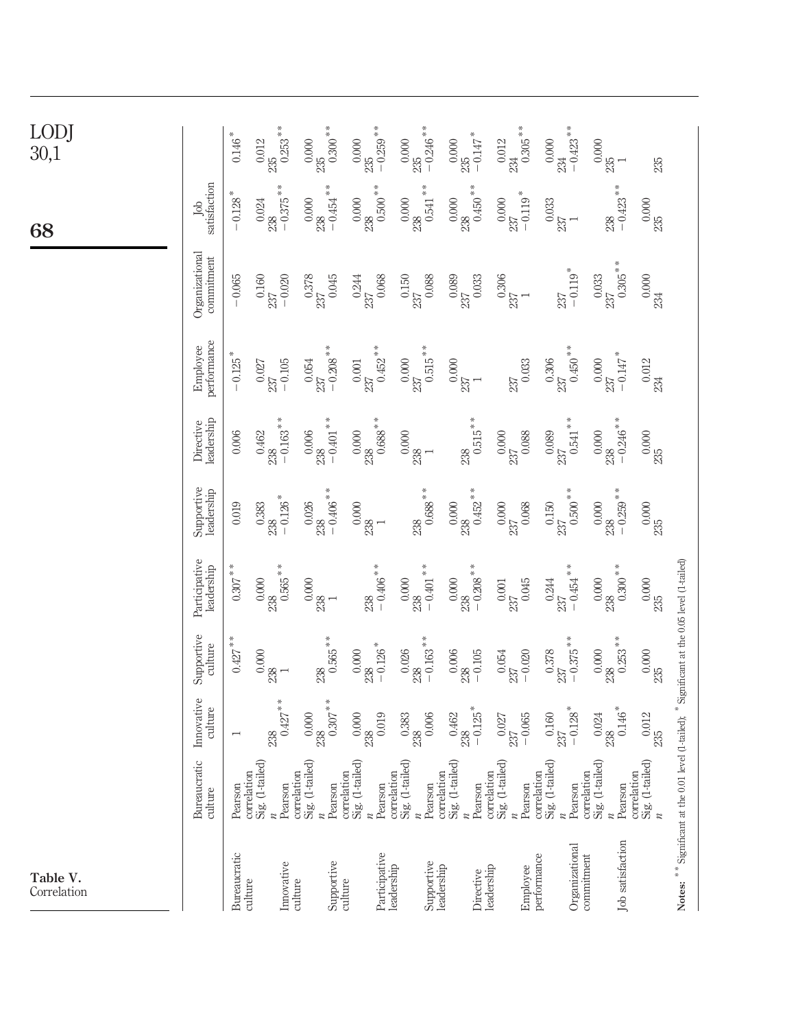**Table V.** Correlation

| | | Bureaucratic culture | Innovative culture | Supportive culture | Participative leadership | Supportive leadership | Directive leadership | Employee performance | Organizational commitment | Job satisfaction |
|---|---|---|---|---|---|---|---|---|---|---|
| Bureaucratic culture | Pearson correlation | 1 | 0.427** | 0.307** | 0.019 | 0.006 | −0.125* | −0.065 | −0.128* | 0.146* |
| | Sig. (1-tailed) | | 0.000 | 0.000 | 0.383 | 0.462 | 0.027 | 0.160 | 0.024 | 0.012 |
| | *n* | 238 | 238 | 238 | 238 | 238 | 237 | 237 | 238 | 235 |
| Innovative culture | Pearson correlation | 0.427** | 1 | 0.565** | −0.126* | −0.163** | −0.105 | −0.020 | −0.375** | 0.253** |
| | Sig. (1-tailed) | 0.000 | | 0.000 | 0.026 | 0.006 | 0.054 | 0.378 | 0.000 | 0.000 |
| | *n* | 238 | 238 | 238 | 238 | 238 | 237 | 237 | 238 | 235 |
| Supportive culture | Pearson correlation | 0.307** | 0.565** | 1 | −0.406** | −0.401** | −0.208** | 0.045 | −0.454** | 0.300** |
| | Sig. (1-tailed) | 0.000 | 0.000 | | 0.000 | 0.000 | 0.001 | 0.244 | 0.000 | 0.000 |
| | *n* | 238 | 238 | 238 | 238 | 238 | 237 | 237 | 238 | 235 |
| Participative leadership | Pearson correlation | 0.019 | −0.126* | −0.406** | 1 | 0.688** | 0.452** | 0.068 | 0.500** | −0.259** |
| | Sig. (1-tailed) | 0.383 | 0.026 | 0.000 | | 0.000 | 0.000 | 0.150 | 0.000 | 0.000 |
| | *n* | 238 | 238 | 238 | 238 | 238 | 237 | 237 | 238 | 235 |
| Supportive leadership | Pearson correlation | 0.006 | −0.163** | −0.401** | 0.688** | 1 | 0.515** | 0.088 | 0.541** | −0.246** |
| | Sig. (1-tailed) | 0.462 | 0.006 | 0.000 | 0.000 | | 0.000 | 0.089 | 0.000 | 0.000 |
| | *n* | 238 | 238 | 238 | 238 | 238 | 237 | 237 | 238 | 235 |
| Directive leadership | Pearson correlation | −0.125* | −0.105 | −0.208** | 0.452** | 0.515** | 1 | 0.033 | 0.450** | −0.147* |
| | Sig. (1-tailed) | 0.027 | 0.054 | 0.001 | 0.000 | 0.000 | | 0.306 | 0.000 | 0.012 |
| | *n* | 237 | 237 | 237 | 237 | 237 | 237 | 237 | 237 | 234 |
| Employee performance | Pearson correlation | −0.065 | −0.020 | 0.045 | 0.068 | 0.088 | 0.033 | 1 | −0.119* | 0.305** |
| | Sig. (1-tailed) | 0.160 | 0.378 | 0.244 | 0.150 | 0.089 | 0.306 | | 0.033 | 0.000 |
| | *n* | 237 | 237 | 237 | 237 | 237 | 237 | 237 | 237 | 234 |
| Organizational commitment | Pearson correlation | −0.128* | −0.375** | −0.454** | 0.500** | 0.541** | 0.450** | −0.119* | 1 | −0.423** |
| | Sig. (1-tailed) | 0.024 | 0.000 | 0.000 | 0.000 | 0.000 | 0.000 | 0.033 | | 0.000 |
| | *n* | 238 | 238 | 238 | 238 | 238 | 237 | 237 | 238 | 235 |
| Job satisfaction | Pearson correlation | 0.146* | 0.253** | 0.300** | −0.259** | −0.246** | −0.147* | 0.305** | −0.423** | 1 |
| | Sig. (1-tailed) | 0.012 | 0.000 | 0.000 | 0.000 | 0.000 | 0.012 | 0.000 | 0.000 | |
| | *n* | 235 | 235 | 235 | 235 | 235 | 234 | 234 | 235 | 235 |

**Notes:** **Significant at the 0.01 level (1-tailed); *Significant at the 0.05 level (1-tailed)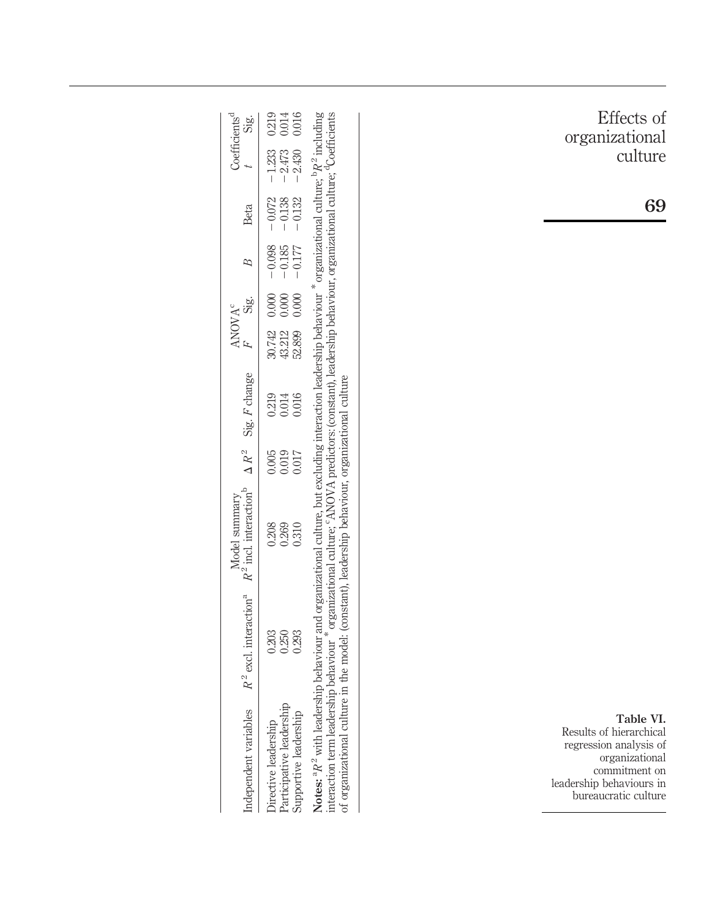**Table VI.** Results of hierarchical regression analysis of organizational commitment on leadership behaviours in bureaucratic culture

| Independent variables | Model summary | | | | ANOVA[c] | | Coefficients[d] | | | |
|---|---|---|---|---|---|---|---|---|---|---|
| | $R^2$ excl. interaction[a] | $R^2$ incl. interaction[b] | $\Delta R^2$ | Sig. $F$ change | $F$ | Sig. | $B$ | Beta | $t$ | Sig. |
| Directive leadership | 0.203 | 0.208 | 0.005 | 0.219 | 30.742 | 0.000 | −0.098 | −0.072 | −1.233 | 0.219 |
| Participative leadership | 0.250 | 0.269 | 0.019 | 0.014 | 43.212 | 0.000 | −0.185 | −0.138 | −2.473 | 0.014 |
| Supportive leadership | 0.293 | 0.310 | 0.017 | 0.016 | 52.899 | 0.000 | −0.177 | −0.132 | −2.430 | 0.016 |

**Notes:** [a] $R^2$ with leadership behaviour and organizational culture, but excluding interaction leadership behaviour * organizational culture; [b] $R^2$ including interaction term leadership behaviour * organizational culture; [c] ANOVA predictors: (constant), leadership behaviour, organizational culture; [d] Coefficients of organizational culture in the model: (constant), leadership behaviour, organizational culture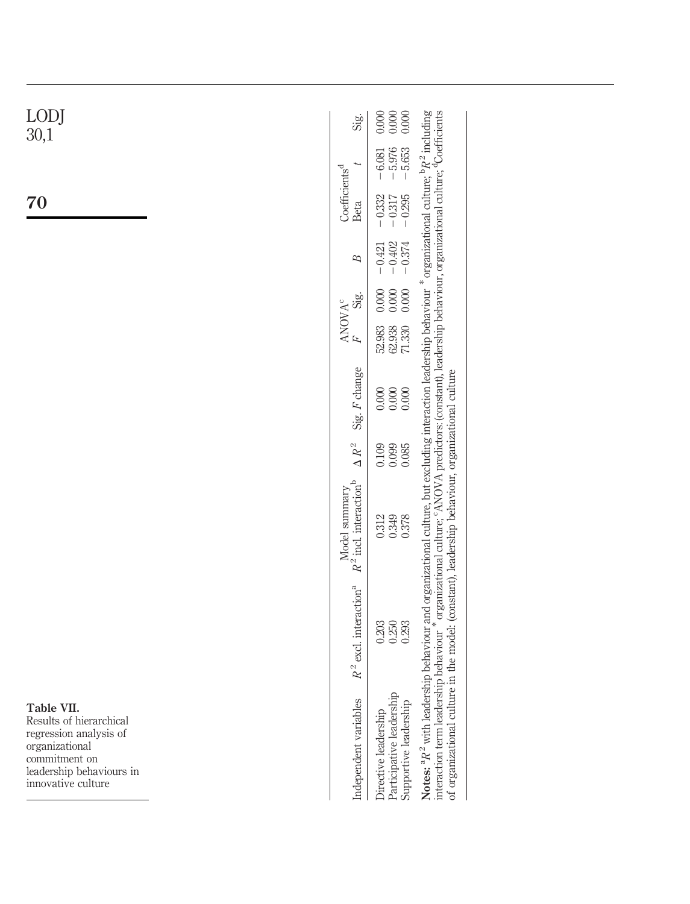**Table VII.** Results of hierarchical regression analysis of organizational commitment on leadership behaviours in innovative culture

| Independent variables | Model summary $R^2$ excl. interaction[a] | $R^2$ incl. interaction[b] | $\Delta R^2$ | Sig. $F$ change | ANOVA[c] $F$ | Sig. | Coefficients[d] $B$ | Beta | $t$ | Sig. |
|---|---|---|---|---|---|---|---|---|---|---|
| Directive leadership | 0.203 | 0.312 | 0.109 | 0.000 | 52.983 | 0.000 | −0.421 | −0.332 | −6.081 | 0.000 |
| Participative leadership | 0.250 | 0.349 | 0.099 | 0.000 | 62.938 | 0.000 | −0.402 | −0.317 | −5.976 | 0.000 |
| Supportive leadership | 0.293 | 0.378 | 0.085 | 0.000 | 71.330 | 0.000 | −0.374 | −0.295 | −5.653 | 0.000 |

**Notes:** [a]$R^2$ with leadership behaviour and organizational culture, but excluding interaction leadership behaviour * organizational culture; [b]$R^2$ including interaction term leadership behaviour * organizational culture; [c]ANOVA predictors: (constant), leadership behaviour, organizational culture; [d]Coefficients of organizational culture in the model: (constant), leadership behaviour, organizational culture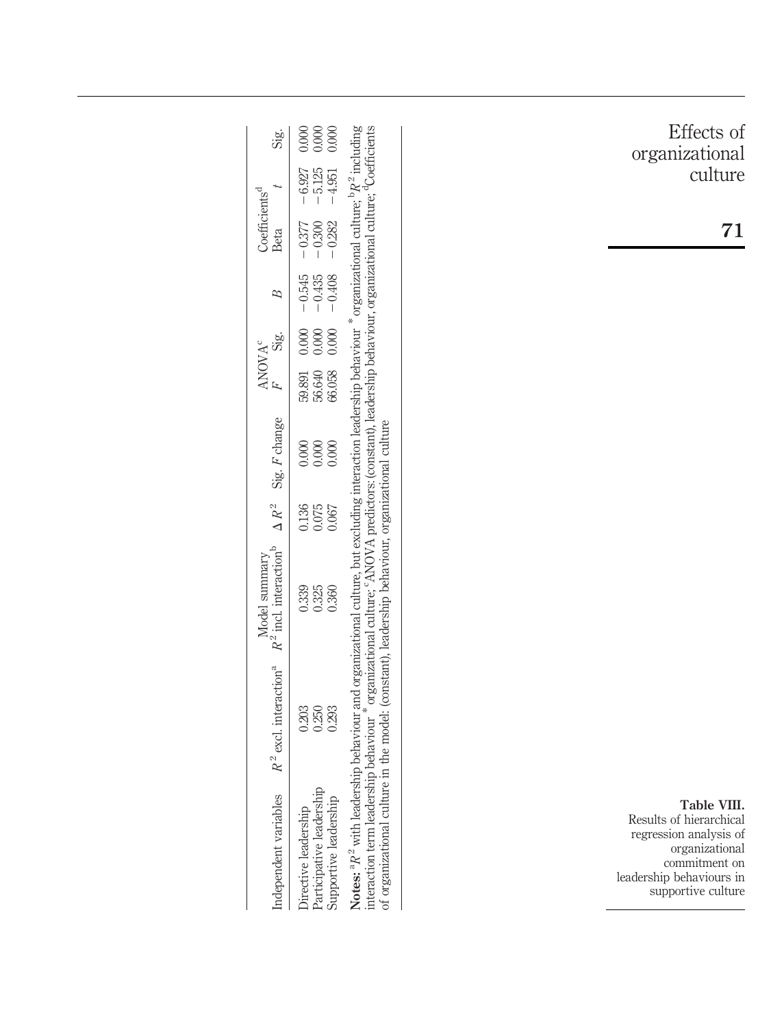**Table VIII.** Results of hierarchical regression analysis of organizational commitment on leadership behaviours in supportive culture

| Independent variables | Model summary | | | | ANOVA[c] | | Coefficients[d] | | | |
|---|---|---|---|---|---|---|---|---|---|---|
| | $R^2$ excl. interaction[a] | $R^2$ incl. interaction[b] | $\Delta R^2$ | Sig. $F$ change | $F$ | Sig. | $B$ | Beta | $t$ | Sig. |
| Directive leadership | 0.203 | 0.339 | 0.136 | 0.000 | 59.891 | 0.000 | −0.545 | −0.377 | −6.927 | 0.000 |
| Participative leadership | 0.250 | 0.325 | 0.075 | 0.000 | 56.640 | 0.000 | −0.435 | −0.300 | −5.125 | 0.000 |
| Supportive leadership | 0.293 | 0.360 | 0.067 | 0.000 | 66.058 | 0.000 | −0.408 | −0.282 | −4.951 | 0.000 |

**Notes:** [a]$R^2$ with leadership behaviour and organizational culture, but excluding interaction leadership behaviour * organizational culture; [b]$R^2$ including interaction term leadership behaviour * organizational culture; [c]ANOVA predictors: (constant), leadership behaviour, organizational culture; [d]Coefficients of organizational culture in the model: (constant), leadership behaviour, organizational culture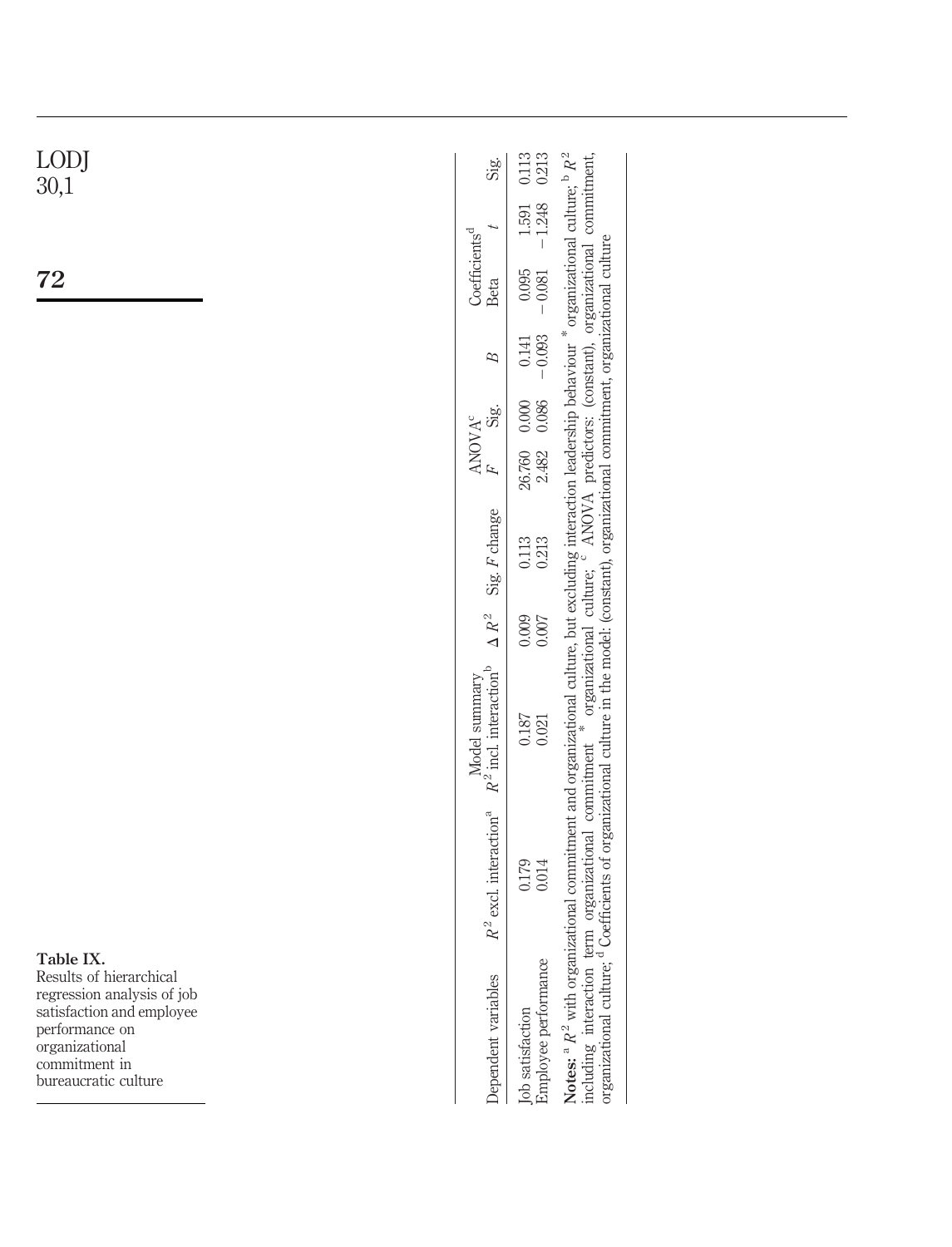**Table IX.** Results of hierarchical regression analysis of job satisfaction and employee performance on organizational commitment in bureaucratic culture

| Dependent variables | Model summary | | | | ANOVA[c] | | Coefficients[d] | | | |
|---|---|---|---|---|---|---|---|---|---|---|
| | $R^2$ excl. interaction[a] | $R^2$ incl. interaction[b] | $\Delta R^2$ | Sig. $F$ change | $F$ | Sig. | $B$ | Beta | $t$ | Sig. |
| Job satisfaction | 0.179 | 0.187 | 0.009 | 0.113 | 26.760 | 0.000 | 0.141 | 0.095 | 1.591 | 0.113 |
| Employee performance | 0.014 | 0.021 | 0.007 | 0.213 | 2.482 | 0.086 | −0.093 | −0.081 | −1.248 | 0.213 |

**Notes:** [a] $R^2$ with organizational commitment and organizational culture, but excluding interaction leadership behaviour * organizational culture; [b] $R^2$ including interaction term organizational commitment * organizational culture; [c] ANOVA predictors: (constant), organizational commitment, organizational culture; [d] Coefficients of organizational culture in the model: (constant), organizational commitment, organizational culture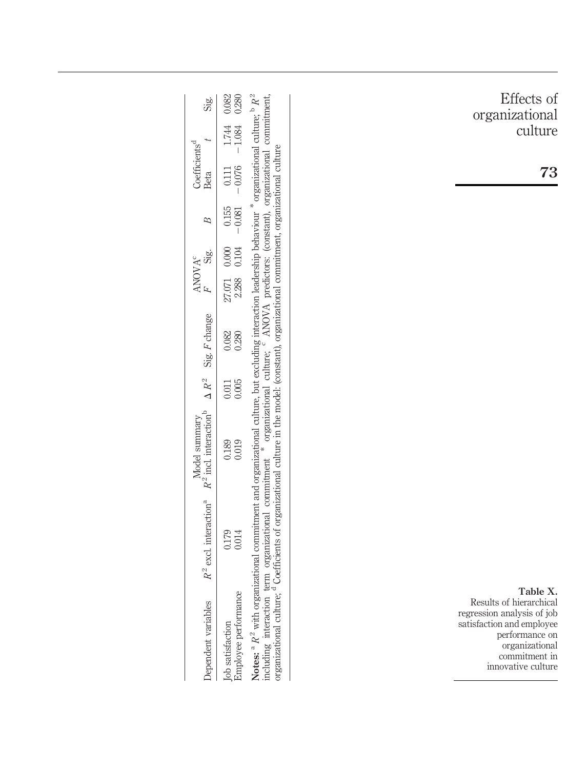**Table X.** Results of hierarchical regression analysis of job satisfaction and employee performance on organizational commitment in innovative culture

| Dependent variables | Model summary | | | | ANOVA[c] | | Coefficients[d] | | | |
|---|---|---|---|---|---|---|---|---|---|---|
| | $R^2$ excl. interaction[a] | $R^2$ incl. interaction[b] | $\Delta R^2$ | Sig. $F$ change | $F$ | Sig. | $B$ | Beta | $t$ | Sig. |
| Job satisfaction | 0.179 | 0.189 | 0.011 | 0.082 | 27.071 | 0.000 | 0.155 | 0.111 | 1.744 | 0.082 |
| Employee performance | 0.014 | 0.019 | 0.005 | 0.280 | 2.288 | 0.104 | −0.081 | −0.076 | −1.084 | 0.280 |

**Notes:** [a] $R^2$ with organizational commitment and organizational culture, but excluding interaction leadership behaviour * organizational culture; [b] $R^2$ including interaction term organizational commitment * organizational culture; [c] ANOVA predictors: (constant), organizational commitment, organizational culture; [d] Coefficients of organizational culture in the model: (constant), organizational commitment, organizational culture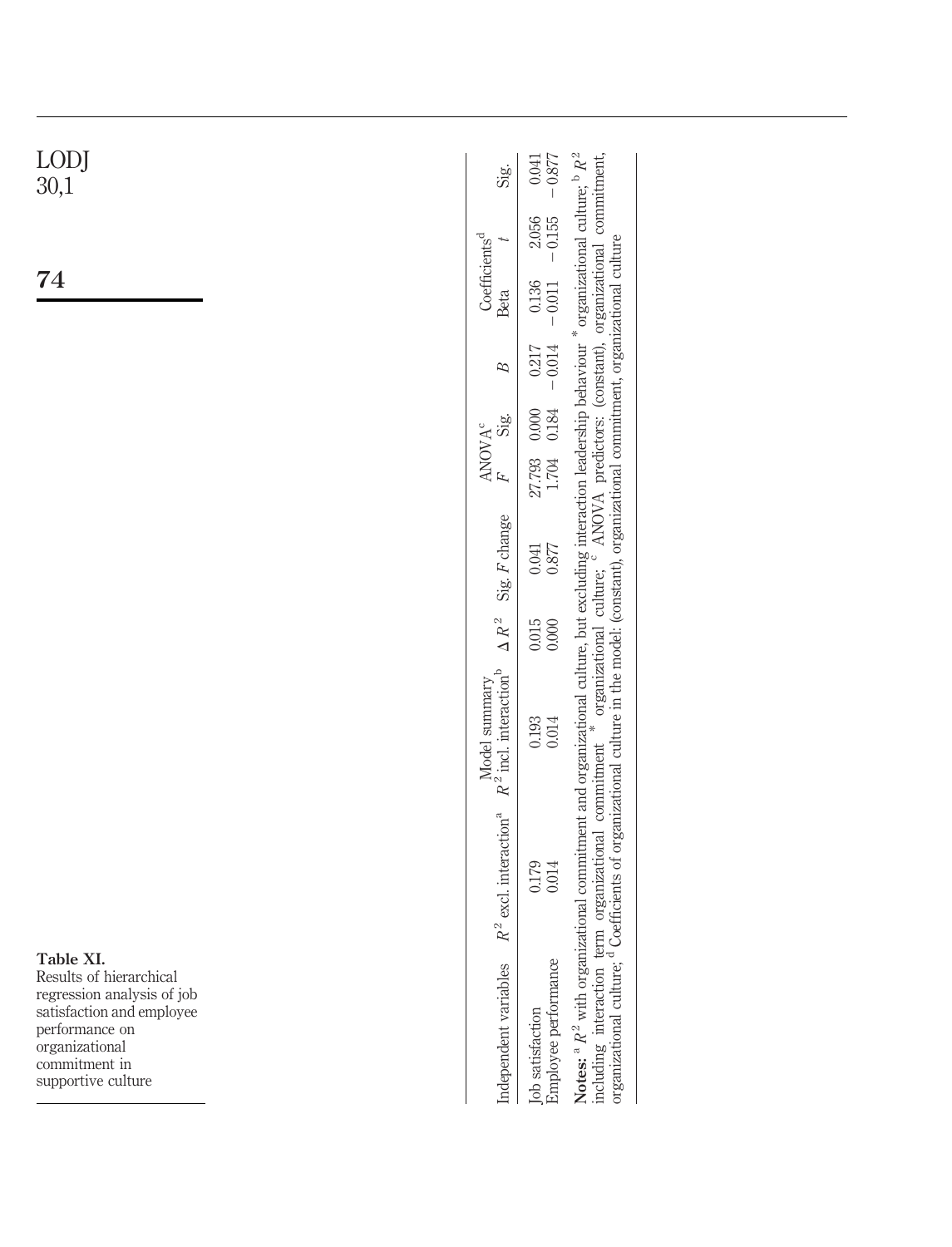**Table XI.** Results of hierarchical regression analysis of job satisfaction and employee performance on organizational commitment in supportive culture

| Independent variables | Model summary | | | | ANOVA[c] | | Coefficients[d] | | | |
|---|---|---|---|---|---|---|---|---|---|---|
| | $R^2$ excl. interaction[a] | $R^2$ incl. interaction[b] | $\Delta R^2$ | Sig. $F$ change | $F$ | Sig. | $B$ | Beta | $t$ | Sig. |
| Job satisfaction | 0.179 | 0.193 | 0.015 | 0.041 | 27.793 | 0.000 | 0.217 | 0.136 | 2.056 | 0.041 |
| Employee performance | 0.014 | 0.014 | 0.000 | 0.877 | 1.704 | 0.184 | −0.014 | −0.011 | −0.155 | −0.877 |

**Notes:** [a] $R^2$ with organizational commitment and organizational culture, but excluding interaction leadership behaviour * organizational culture; [b] $R^2$ including interaction term organizational commitment * organizational culture; [c] ANOVA predictors: (constant), organizational commitment, organizational culture; [d] Coefficients of organizational culture in the model: (constant), organizational commitment, organizational culture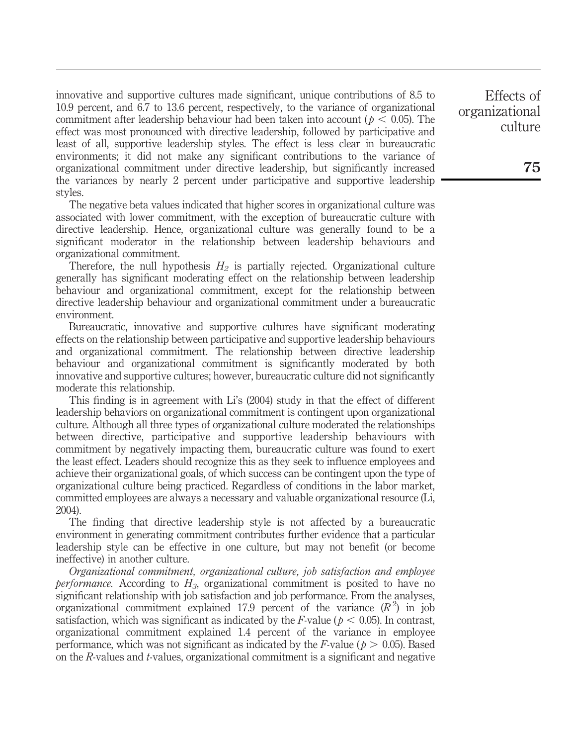innovative and supportive cultures made significant, unique contributions of 8.5 to 10.9 percent, and 6.7 to 13.6 percent, respectively, to the variance of organizational commitment after leadership behaviour had been taken into account ($p < 0.05$). The effect was most pronounced with directive leadership, followed by participative and least of all, supportive leadership styles. The effect is less clear in bureaucratic environments; it did not make any significant contributions to the variance of organizational commitment under directive leadership, but significantly increased the variances by nearly 2 percent under participative and supportive leadership styles.

The negative beta values indicated that higher scores in organizational culture was associated with lower commitment, with the exception of bureaucratic culture with directive leadership. Hence, organizational culture was generally found to be a significant moderator in the relationship between leadership behaviours and organizational commitment.

Therefore, the null hypothesis $H_2$ is partially rejected. Organizational culture generally has significant moderating effect on the relationship between leadership behaviour and organizational commitment, except for the relationship between directive leadership behaviour and organizational commitment under a bureaucratic environment.

Bureaucratic, innovative and supportive cultures have significant moderating effects on the relationship between participative and supportive leadership behaviours and organizational commitment. The relationship between directive leadership behaviour and organizational commitment is significantly moderated by both innovative and supportive cultures; however, bureaucratic culture did not significantly moderate this relationship.

This finding is in agreement with Li's (2004) study in that the effect of different leadership behaviors on organizational commitment is contingent upon organizational culture. Although all three types of organizational culture moderated the relationships between directive, participative and supportive leadership behaviours with commitment by negatively impacting them, bureaucratic culture was found to exert the least effect. Leaders should recognize this as they seek to influence employees and achieve their organizational goals, of which success can be contingent upon the type of organizational culture being practiced. Regardless of conditions in the labor market, committed employees are always a necessary and valuable organizational resource (Li, 2004).

The finding that directive leadership style is not affected by a bureaucratic environment in generating commitment contributes further evidence that a particular leadership style can be effective in one culture, but may not benefit (or become ineffective) in another culture.

*Organizational commitment, organizational culture, job satisfaction and employee performance.* According to $H_3$, organizational commitment is posited to have no significant relationship with job satisfaction and job performance. From the analyses, organizational commitment explained 17.9 percent of the variance ($R^2$) in job satisfaction, which was significant as indicated by the $F$-value ($p < 0.05$). In contrast, organizational commitment explained 1.4 percent of the variance in employee performance, which was not significant as indicated by the $F$-value ($p > 0.05$). Based on the $R$-values and $t$-values, organizational commitment is a significant and negative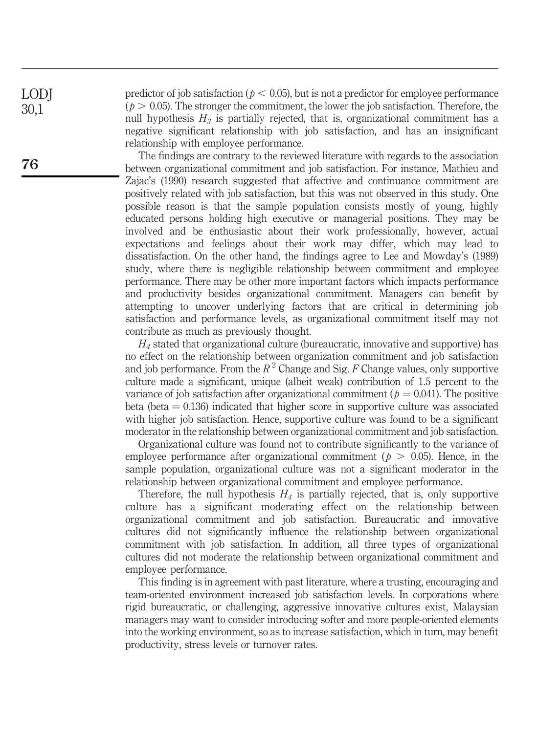predictor of job satisfaction ($p < 0.05$), but is not a predictor for employee performance ($p > 0.05$). The stronger the commitment, the lower the job satisfaction. Therefore, the null hypothesis $H_3$ is partially rejected, that is, organizational commitment has a negative significant relationship with job satisfaction, and has an insignificant relationship with employee performance.

The findings are contrary to the reviewed literature with regards to the association between organizational commitment and job satisfaction. For instance, Mathieu and Zajac's (1990) research suggested that affective and continuance commitment are positively related with job satisfaction, but this was not observed in this study. One possible reason is that the sample population consists mostly of young, highly educated persons holding high executive or managerial positions. They may be involved and be enthusiastic about their work professionally, however, actual expectations and feelings about their work may differ, which may lead to dissatisfaction. On the other hand, the findings agree to Lee and Mowday's (1989) study, where there is negligible relationship between commitment and employee performance. There may be other more important factors which impacts performance and productivity besides organizational commitment. Managers can benefit by attempting to uncover underlying factors that are critical in determining job satisfaction and performance levels, as organizational commitment itself may not contribute as much as previously thought.

$H_4$ stated that organizational culture (bureaucratic, innovative and supportive) has no effect on the relationship between organization commitment and job satisfaction and job performance. From the $R^2$ Change and Sig. $F$ Change values, only supportive culture made a significant, unique (albeit weak) contribution of 1.5 percent to the variance of job satisfaction after organizational commitment ($p = 0.041$). The positive beta (beta $= 0.136$) indicated that higher score in supportive culture was associated with higher job satisfaction. Hence, supportive culture was found to be a significant moderator in the relationship between organizational commitment and job satisfaction.

Organizational culture was found not to contribute significantly to the variance of employee performance after organizational commitment ($p > 0.05$). Hence, in the sample population, organizational culture was not a significant moderator in the relationship between organizational commitment and employee performance.

Therefore, the null hypothesis $H_4$ is partially rejected, that is, only supportive culture has a significant moderating effect on the relationship between organizational commitment and job satisfaction. Bureaucratic and innovative cultures did not significantly influence the relationship between organizational commitment with job satisfaction. In addition, all three types of organizational cultures did not moderate the relationship between organizational commitment and employee performance.

This finding is in agreement with past literature, where a trusting, encouraging and team-oriented environment increased job satisfaction levels. In corporations where rigid bureaucratic, or challenging, aggressive innovative cultures exist, Malaysian managers may want to consider introducing softer and more people-oriented elements into the working environment, so as to increase satisfaction, which in turn, may benefit productivity, stress levels or turnover rates.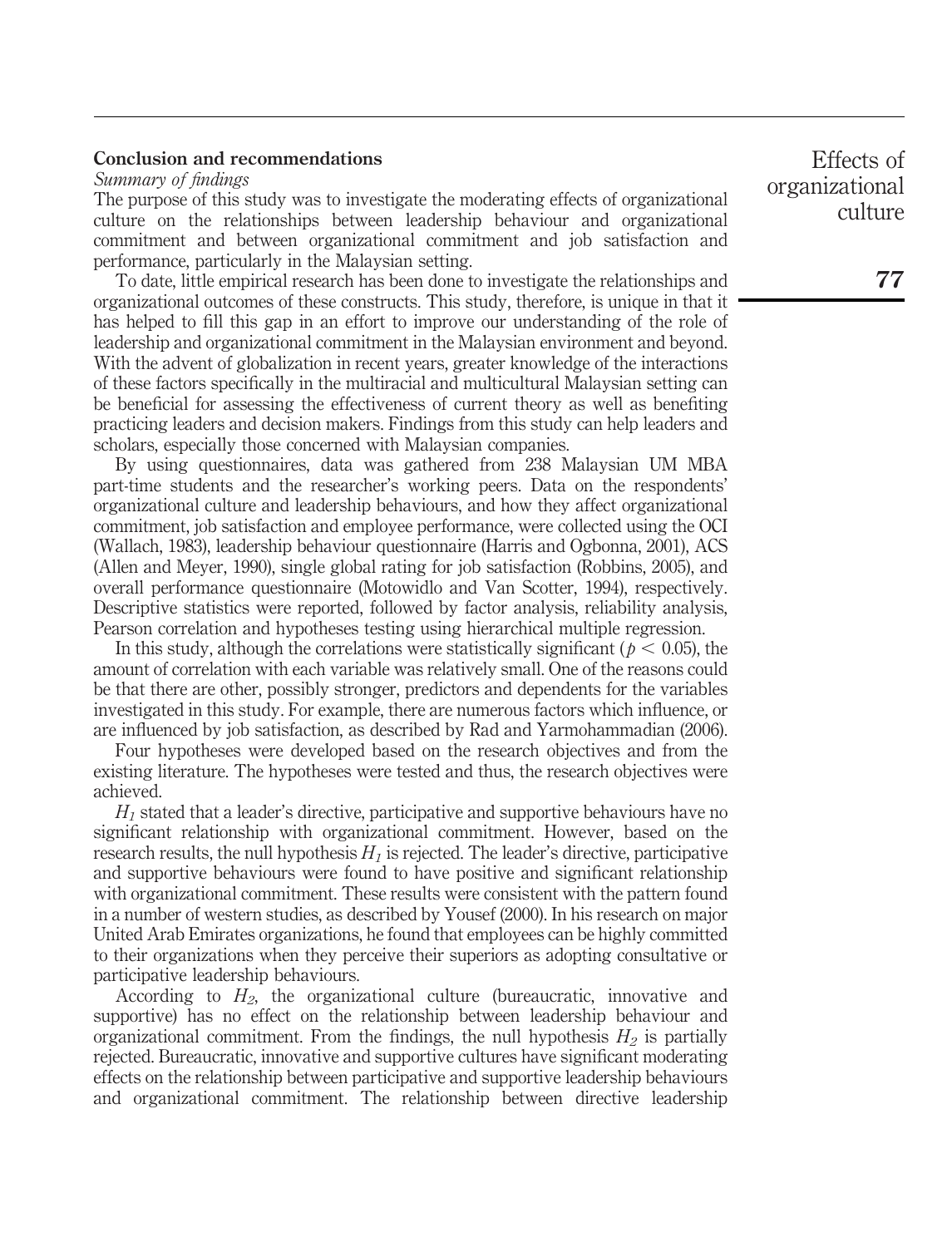## Conclusion and recommendations

### *Summary of findings*

The purpose of this study was to investigate the moderating effects of organizational culture on the relationships between leadership behaviour and organizational commitment and between organizational commitment and job satisfaction and performance, particularly in the Malaysian setting.

To date, little empirical research has been done to investigate the relationships and organizational outcomes of these constructs. This study, therefore, is unique in that it has helped to fill this gap in an effort to improve our understanding of the role of leadership and organizational commitment in the Malaysian environment and beyond. With the advent of globalization in recent years, greater knowledge of the interactions of these factors specifically in the multiracial and multicultural Malaysian setting can be beneficial for assessing the effectiveness of current theory as well as benefiting practicing leaders and decision makers. Findings from this study can help leaders and scholars, especially those concerned with Malaysian companies.

By using questionnaires, data was gathered from 238 Malaysian UM MBA part-time students and the researcher's working peers. Data on the respondents' organizational culture and leadership behaviours, and how they affect organizational commitment, job satisfaction and employee performance, were collected using the OCI (Wallach, 1983), leadership behaviour questionnaire (Harris and Ogbonna, 2001), ACS (Allen and Meyer, 1990), single global rating for job satisfaction (Robbins, 2005), and overall performance questionnaire (Motowidlo and Van Scotter, 1994), respectively. Descriptive statistics were reported, followed by factor analysis, reliability analysis, Pearson correlation and hypotheses testing using hierarchical multiple regression.

In this study, although the correlations were statistically significant ($p < 0.05$), the amount of correlation with each variable was relatively small. One of the reasons could be that there are other, possibly stronger, predictors and dependents for the variables investigated in this study. For example, there are numerous factors which influence, or are influenced by job satisfaction, as described by Rad and Yarmohammadian (2006).

Four hypotheses were developed based on the research objectives and from the existing literature. The hypotheses were tested and thus, the research objectives were achieved.

$H_1$ stated that a leader's directive, participative and supportive behaviours have no significant relationship with organizational commitment. However, based on the research results, the null hypothesis $H_1$ is rejected. The leader's directive, participative and supportive behaviours were found to have positive and significant relationship with organizational commitment. These results were consistent with the pattern found in a number of western studies, as described by Yousef (2000). In his research on major United Arab Emirates organizations, he found that employees can be highly committed to their organizations when they perceive their superiors as adopting consultative or participative leadership behaviours.

According to $H_2$, the organizational culture (bureaucratic, innovative and supportive) has no effect on the relationship between leadership behaviour and organizational commitment. From the findings, the null hypothesis $H_2$ is partially rejected. Bureaucratic, innovative and supportive cultures have significant moderating effects on the relationship between participative and supportive leadership behaviours and organizational commitment. The relationship between directive leadership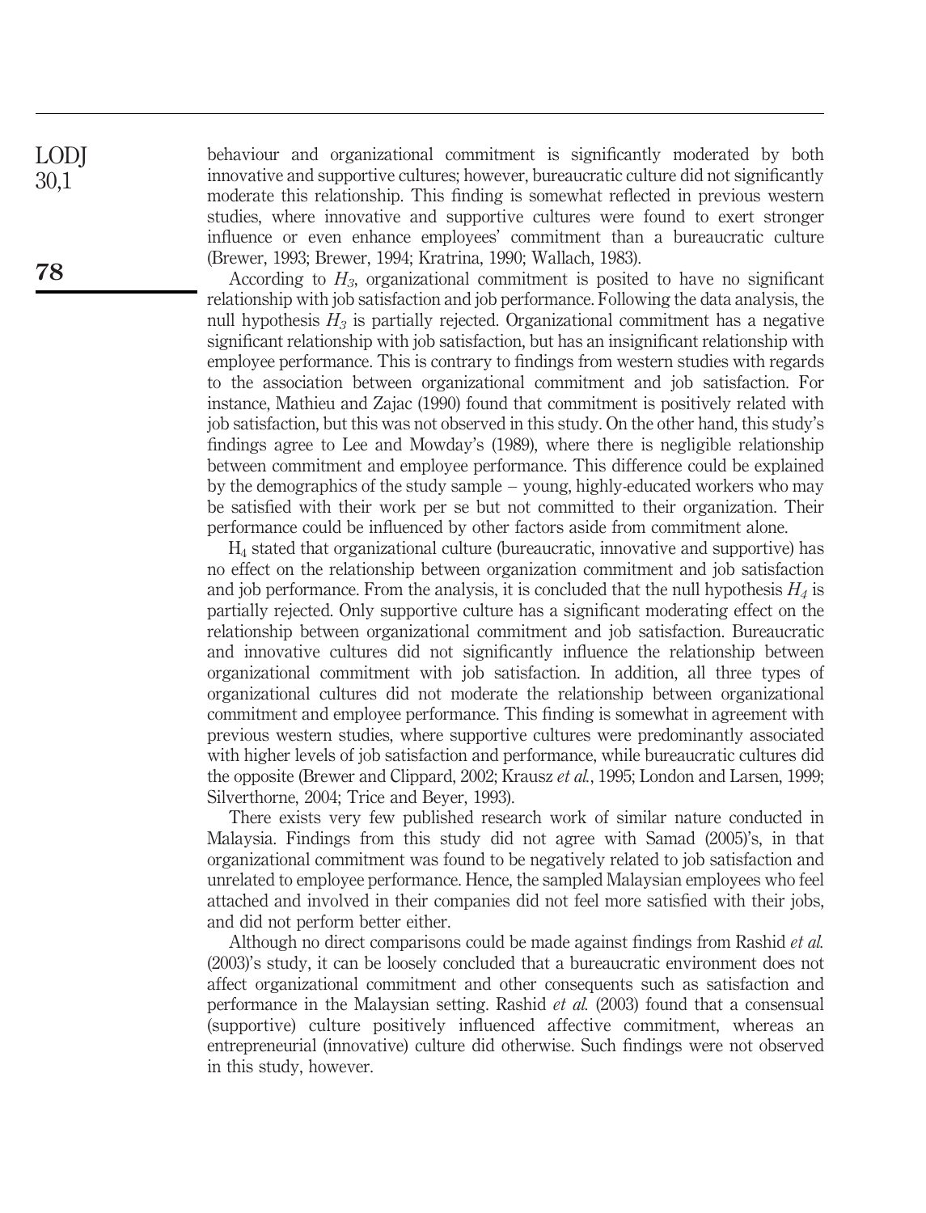behaviour and organizational commitment is significantly moderated by both innovative and supportive cultures; however, bureaucratic culture did not significantly moderate this relationship. This finding is somewhat reflected in previous western studies, where innovative and supportive cultures were found to exert stronger influence or even enhance employees' commitment than a bureaucratic culture (Brewer, 1993; Brewer, 1994; Kratrina, 1990; Wallach, 1983).

According to $H_3$, organizational commitment is posited to have no significant relationship with job satisfaction and job performance. Following the data analysis, the null hypothesis $H_3$ is partially rejected. Organizational commitment has a negative significant relationship with job satisfaction, but has an insignificant relationship with employee performance. This is contrary to findings from western studies with regards to the association between organizational commitment and job satisfaction. For instance, Mathieu and Zajac (1990) found that commitment is positively related with job satisfaction, but this was not observed in this study. On the other hand, this study's findings agree to Lee and Mowday's (1989), where there is negligible relationship between commitment and employee performance. This difference could be explained by the demographics of the study sample – young, highly-educated workers who may be satisfied with their work per se but not committed to their organization. Their performance could be influenced by other factors aside from commitment alone.

$H_4$ stated that organizational culture (bureaucratic, innovative and supportive) has no effect on the relationship between organization commitment and job satisfaction and job performance. From the analysis, it is concluded that the null hypothesis $H_4$ is partially rejected. Only supportive culture has a significant moderating effect on the relationship between organizational commitment and job satisfaction. Bureaucratic and innovative cultures did not significantly influence the relationship between organizational commitment with job satisfaction. In addition, all three types of organizational cultures did not moderate the relationship between organizational commitment and employee performance. This finding is somewhat in agreement with previous western studies, where supportive cultures were predominantly associated with higher levels of job satisfaction and performance, while bureaucratic cultures did the opposite (Brewer and Clippard, 2002; Krausz *et al.*, 1995; London and Larsen, 1999; Silverthorne, 2004; Trice and Beyer, 1993).

There exists very few published research work of similar nature conducted in Malaysia. Findings from this study did not agree with Samad (2005)'s, in that organizational commitment was found to be negatively related to job satisfaction and unrelated to employee performance. Hence, the sampled Malaysian employees who feel attached and involved in their companies did not feel more satisfied with their jobs, and did not perform better either.

Although no direct comparisons could be made against findings from Rashid *et al.* (2003)'s study, it can be loosely concluded that a bureaucratic environment does not affect organizational commitment and other consequents such as satisfaction and performance in the Malaysian setting. Rashid *et al.* (2003) found that a consensual (supportive) culture positively influenced affective commitment, whereas an entrepreneurial (innovative) culture did otherwise. Such findings were not observed in this study, however.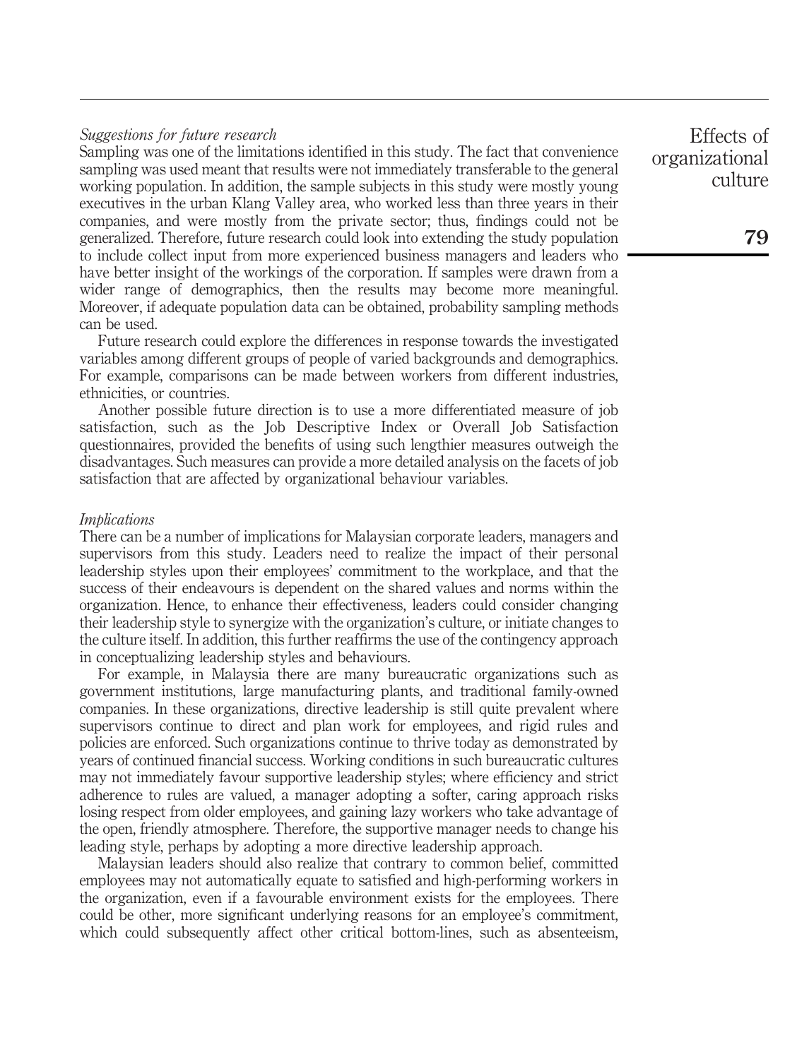*Suggestions for future research*

Sampling was one of the limitations identified in this study. The fact that convenience sampling was used meant that results were not immediately transferable to the general working population. In addition, the sample subjects in this study were mostly young executives in the urban Klang Valley area, who worked less than three years in their companies, and were mostly from the private sector; thus, findings could not be generalized. Therefore, future research could look into extending the study population to include collect input from more experienced business managers and leaders who have better insight of the workings of the corporation. If samples were drawn from a wider range of demographics, then the results may become more meaningful. Moreover, if adequate population data can be obtained, probability sampling methods can be used.

Future research could explore the differences in response towards the investigated variables among different groups of people of varied backgrounds and demographics. For example, comparisons can be made between workers from different industries, ethnicities, or countries.

Another possible future direction is to use a more differentiated measure of job satisfaction, such as the Job Descriptive Index or Overall Job Satisfaction questionnaires, provided the benefits of using such lengthier measures outweigh the disadvantages. Such measures can provide a more detailed analysis on the facets of job satisfaction that are affected by organizational behaviour variables.

*Implications*

There can be a number of implications for Malaysian corporate leaders, managers and supervisors from this study. Leaders need to realize the impact of their personal leadership styles upon their employees' commitment to the workplace, and that the success of their endeavours is dependent on the shared values and norms within the organization. Hence, to enhance their effectiveness, leaders could consider changing their leadership style to synergize with the organization's culture, or initiate changes to the culture itself. In addition, this further reaffirms the use of the contingency approach in conceptualizing leadership styles and behaviours.

For example, in Malaysia there are many bureaucratic organizations such as government institutions, large manufacturing plants, and traditional family-owned companies. In these organizations, directive leadership is still quite prevalent where supervisors continue to direct and plan work for employees, and rigid rules and policies are enforced. Such organizations continue to thrive today as demonstrated by years of continued financial success. Working conditions in such bureaucratic cultures may not immediately favour supportive leadership styles; where efficiency and strict adherence to rules are valued, a manager adopting a softer, caring approach risks losing respect from older employees, and gaining lazy workers who take advantage of the open, friendly atmosphere. Therefore, the supportive manager needs to change his leading style, perhaps by adopting a more directive leadership approach.

Malaysian leaders should also realize that contrary to common belief, committed employees may not automatically equate to satisfied and high-performing workers in the organization, even if a favourable environment exists for the employees. There could be other, more significant underlying reasons for an employee's commitment, which could subsequently affect other critical bottom-lines, such as absenteeism,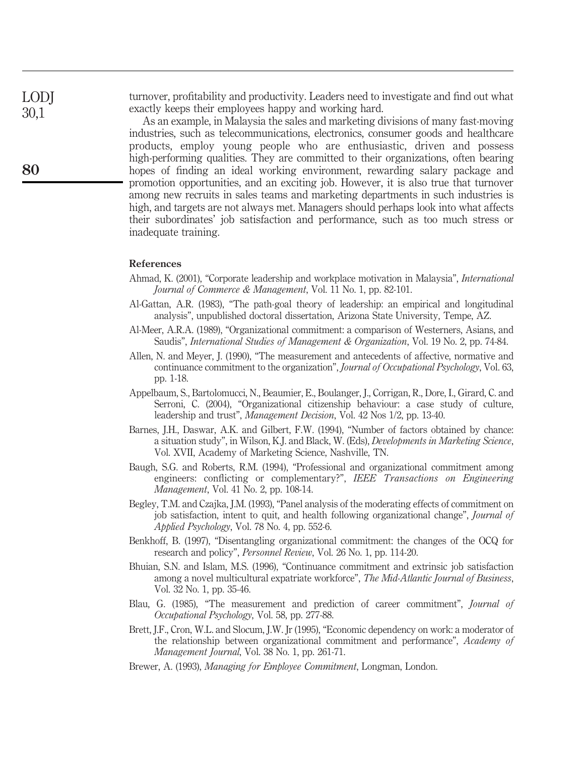turnover, profitability and productivity. Leaders need to investigate and find out what exactly keeps their employees happy and working hard.

As an example, in Malaysia the sales and marketing divisions of many fast-moving industries, such as telecommunications, electronics, consumer goods and healthcare products, employ young people who are enthusiastic, driven and possess high-performing qualities. They are committed to their organizations, often bearing hopes of finding an ideal working environment, rewarding salary package and promotion opportunities, and an exciting job. However, it is also true that turnover among new recruits in sales teams and marketing departments in such industries is high, and targets are not always met. Managers should perhaps look into what affects their subordinates' job satisfaction and performance, such as too much stress or inadequate training.

### References

Ahmad, K. (2001), "Corporate leadership and workplace motivation in Malaysia", *International Journal of Commerce & Management*, Vol. 11 No. 1, pp. 82-101.

Al-Gattan, A.R. (1983), "The path-goal theory of leadership: an empirical and longitudinal analysis", unpublished doctoral dissertation, Arizona State University, Tempe, AZ.

Al-Meer, A.R.A. (1989), "Organizational commitment: a comparison of Westerners, Asians, and Saudis", *International Studies of Management & Organization*, Vol. 19 No. 2, pp. 74-84.

Allen, N. and Meyer, J. (1990), "The measurement and antecedents of affective, normative and continuance commitment to the organization", *Journal of Occupational Psychology*, Vol. 63, pp. 1-18.

Appelbaum, S., Bartolomucci, N., Beaumier, E., Boulanger, J., Corrigan, R., Dore, I., Girard, C. and Serroni, C. (2004), "Organizational citizenship behaviour: a case study of culture, leadership and trust", *Management Decision*, Vol. 42 Nos 1/2, pp. 13-40.

Barnes, J.H., Daswar, A.K. and Gilbert, F.W. (1994), "Number of factors obtained by chance: a situation study", in Wilson, K.J. and Black, W. (Eds), *Developments in Marketing Science*, Vol. XVII, Academy of Marketing Science, Nashville, TN.

Baugh, S.G. and Roberts, R.M. (1994), "Professional and organizational commitment among engineers: conflicting or complementary?", *IEEE Transactions on Engineering Management*, Vol. 41 No. 2, pp. 108-14.

Begley, T.M. and Czajka, J.M. (1993), "Panel analysis of the moderating effects of commitment on job satisfaction, intent to quit, and health following organizational change", *Journal of Applied Psychology*, Vol. 78 No. 4, pp. 552-6.

Benkhoff, B. (1997), "Disentangling organizational commitment: the changes of the OCQ for research and policy", *Personnel Review*, Vol. 26 No. 1, pp. 114-20.

Bhuian, S.N. and Islam, M.S. (1996), "Continuance commitment and extrinsic job satisfaction among a novel multicultural expatriate workforce", *The Mid-Atlantic Journal of Business*, Vol. 32 No. 1, pp. 35-46.

Blau, G. (1985), "The measurement and prediction of career commitment", *Journal of Occupational Psychology*, Vol. 58, pp. 277-88.

Brett, J.F., Cron, W.L. and Slocum, J.W. Jr (1995), "Economic dependency on work: a moderator of the relationship between organizational commitment and performance", *Academy of Management Journal*, Vol. 38 No. 1, pp. 261-71.

Brewer, A. (1993), *Managing for Employee Commitment*, Longman, London.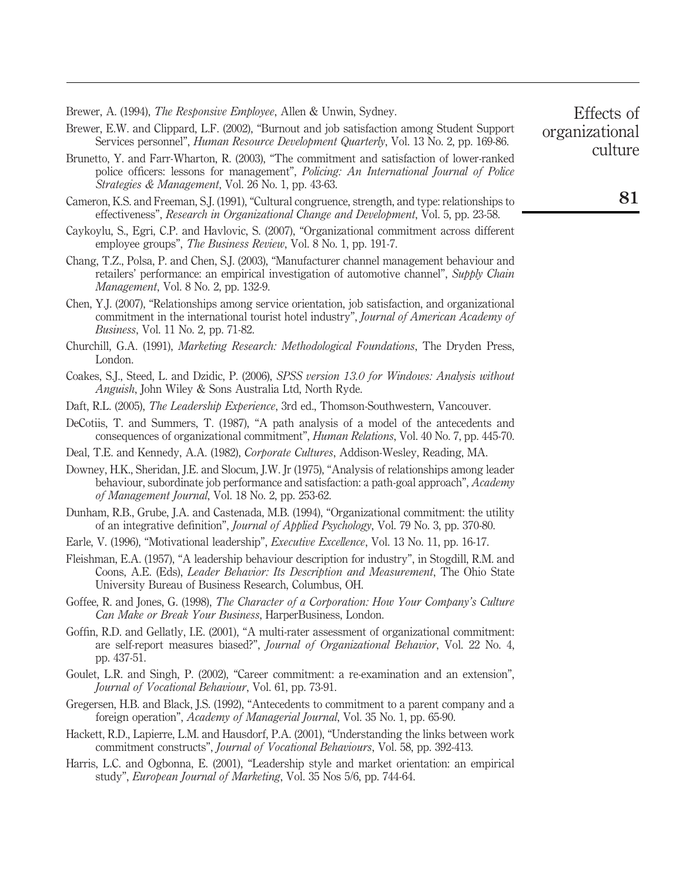Brewer, A. (1994), *The Responsive Employee*, Allen & Unwin, Sydney.

Brewer, E.W. and Clippard, L.F. (2002), "Burnout and job satisfaction among Student Support Services personnel", *Human Resource Development Quarterly*, Vol. 13 No. 2, pp. 169-86.

Brunetto, Y. and Farr-Wharton, R. (2003), "The commitment and satisfaction of lower-ranked police officers: lessons for management", *Policing: An International Journal of Police Strategies & Management*, Vol. 26 No. 1, pp. 43-63.

Cameron, K.S. and Freeman, S.J. (1991), "Cultural congruence, strength, and type: relationships to effectiveness", *Research in Organizational Change and Development*, Vol. 5, pp. 23-58.

Caykoylu, S., Egri, C.P. and Havlovic, S. (2007), "Organizational commitment across different employee groups", *The Business Review*, Vol. 8 No. 1, pp. 191-7.

Chang, T.Z., Polsa, P. and Chen, S.J. (2003), "Manufacturer channel management behaviour and retailers' performance: an empirical investigation of automotive channel", *Supply Chain Management*, Vol. 8 No. 2, pp. 132-9.

Chen, Y.J. (2007), "Relationships among service orientation, job satisfaction, and organizational commitment in the international tourist hotel industry", *Journal of American Academy of Business*, Vol. 11 No. 2, pp. 71-82.

Churchill, G.A. (1991), *Marketing Research: Methodological Foundations*, The Dryden Press, London.

Coakes, S.J., Steed, L. and Dzidic, P. (2006), *SPSS version 13.0 for Windows: Analysis without Anguish*, John Wiley & Sons Australia Ltd, North Ryde.

Daft, R.L. (2005), *The Leadership Experience*, 3rd ed., Thomson-Southwestern, Vancouver.

DeCotiis, T. and Summers, T. (1987), "A path analysis of a model of the antecedents and consequences of organizational commitment", *Human Relations*, Vol. 40 No. 7, pp. 445-70.

Deal, T.E. and Kennedy, A.A. (1982), *Corporate Cultures*, Addison-Wesley, Reading, MA.

Downey, H.K., Sheridan, J.E. and Slocum, J.W. Jr (1975), "Analysis of relationships among leader behaviour, subordinate job performance and satisfaction: a path-goal approach", *Academy of Management Journal*, Vol. 18 No. 2, pp. 253-62.

Dunham, R.B., Grube, J.A. and Castenada, M.B. (1994), "Organizational commitment: the utility of an integrative definition", *Journal of Applied Psychology*, Vol. 79 No. 3, pp. 370-80.

Earle, V. (1996), "Motivational leadership", *Executive Excellence*, Vol. 13 No. 11, pp. 16-17.

Fleishman, E.A. (1957), "A leadership behaviour description for industry", in Stogdill, R.M. and Coons, A.E. (Eds), *Leader Behavior: Its Description and Measurement*, The Ohio State University Bureau of Business Research, Columbus, OH.

Goffee, R. and Jones, G. (1998), *The Character of a Corporation: How Your Company's Culture Can Make or Break Your Business*, HarperBusiness, London.

Goffin, R.D. and Gellatly, I.E. (2001), "A multi-rater assessment of organizational commitment: are self-report measures biased?", *Journal of Organizational Behavior*, Vol. 22 No. 4, pp. 437-51.

Goulet, L.R. and Singh, P. (2002), "Career commitment: a re-examination and an extension", *Journal of Vocational Behaviour*, Vol. 61, pp. 73-91.

Gregersen, H.B. and Black, J.S. (1992), "Antecedents to commitment to a parent company and a foreign operation", *Academy of Managerial Journal*, Vol. 35 No. 1, pp. 65-90.

Hackett, R.D., Lapierre, L.M. and Hausdorf, P.A. (2001), "Understanding the links between work commitment constructs", *Journal of Vocational Behaviours*, Vol. 58, pp. 392-413.

Harris, L.C. and Ogbonna, E. (2001), "Leadership style and market orientation: an empirical study", *European Journal of Marketing*, Vol. 35 Nos 5/6, pp. 744-64.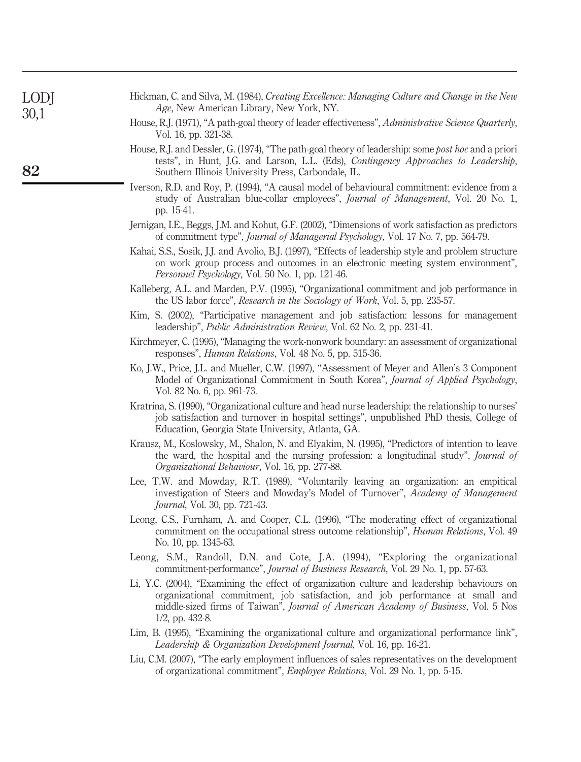Hickman, C. and Silva, M. (1984), *Creating Excellence: Managing Culture and Change in the New Age*, New American Library, New York, NY.

House, R.J. (1971), "A path-goal theory of leader effectiveness", *Administrative Science Quarterly*, Vol. 16, pp. 321-38.

House, R.J. and Dessler, G. (1974), "The path-goal theory of leadership: some *post hoc* and a priori tests", in Hunt, J.G. and Larson, L.L. (Eds), *Contingency Approaches to Leadership*, Southern Illinois University Press, Carbondale, IL.

Iverson, R.D. and Roy, P. (1994), "A causal model of behavioural commitment: evidence from a study of Australian blue-collar employees", *Journal of Management*, Vol. 20 No. 1, pp. 15-41.

Jernigan, I.E., Beggs, J.M. and Kohut, G.F. (2002), "Dimensions of work satisfaction as predictors of commitment type", *Journal of Managerial Psychology*, Vol. 17 No. 7, pp. 564-79.

Kahai, S.S., Sosik, J.J. and Avolio, B.J. (1997), "Effects of leadership style and problem structure on work group process and outcomes in an electronic meeting system environment", *Personnel Psychology*, Vol. 50 No. 1, pp. 121-46.

Kalleberg, A.L. and Marden, P.V. (1995), "Organizational commitment and job performance in the US labor force", *Research in the Sociology of Work*, Vol. 5, pp. 235-57.

Kim, S. (2002), "Participative management and job satisfaction: lessons for management leadership", *Public Administration Review*, Vol. 62 No. 2, pp. 231-41.

Kirchmeyer, C. (1995), "Managing the work-nonwork boundary: an assessment of organizational responses", *Human Relations*, Vol. 48 No. 5, pp. 515-36.

Ko, J.W., Price, J.L. and Mueller, C.W. (1997), "Assessment of Meyer and Allen's 3 Component Model of Organizational Commitment in South Korea", *Journal of Applied Psychology*, Vol. 82 No. 6, pp. 961-73.

Kratrina, S. (1990), "Organizational culture and head nurse leadership: the relationship to nurses' job satisfaction and turnover in hospital settings", unpublished PhD thesis, College of Education, Georgia State University, Atlanta, GA.

Krausz, M., Koslowsky, M., Shalon, N. and Elyakim, N. (1995), "Predictors of intention to leave the ward, the hospital and the nursing profession: a longitudinal study", *Journal of Organizational Behaviour*, Vol. 16, pp. 277-88.

Lee, T.W. and Mowday, R.T. (1989), "Voluntarily leaving an organization: an empitical investigation of Steers and Mowday's Model of Turnover", *Academy of Management Journal*, Vol. 30, pp. 721-43.

Leong, C.S., Furnham, A. and Cooper, C.L. (1996), "The moderating effect of organizational commitment on the occupational stress outcome relationship", *Human Relations*, Vol. 49 No. 10, pp. 1345-63.

Leong, S.M., Randoll, D.N. and Cote, J.A. (1994), "Exploring the organizational commitment-performance", *Journal of Business Research*, Vol. 29 No. 1, pp. 57-63.

Li, Y.C. (2004), "Examining the effect of organization culture and leadership behaviours on organizational commitment, job satisfaction, and job performance at small and middle-sized firms of Taiwan", *Journal of American Academy of Business*, Vol. 5 Nos 1/2, pp. 432-8.

Lim, B. (1995), "Examining the organizational culture and organizational performance link", *Leadership & Organization Development Journal*, Vol. 16, pp. 16-21.

Liu, C.M. (2007), "The early employment influences of sales representatives on the development of organizational commitment", *Employee Relations*, Vol. 29 No. 1, pp. 5-15.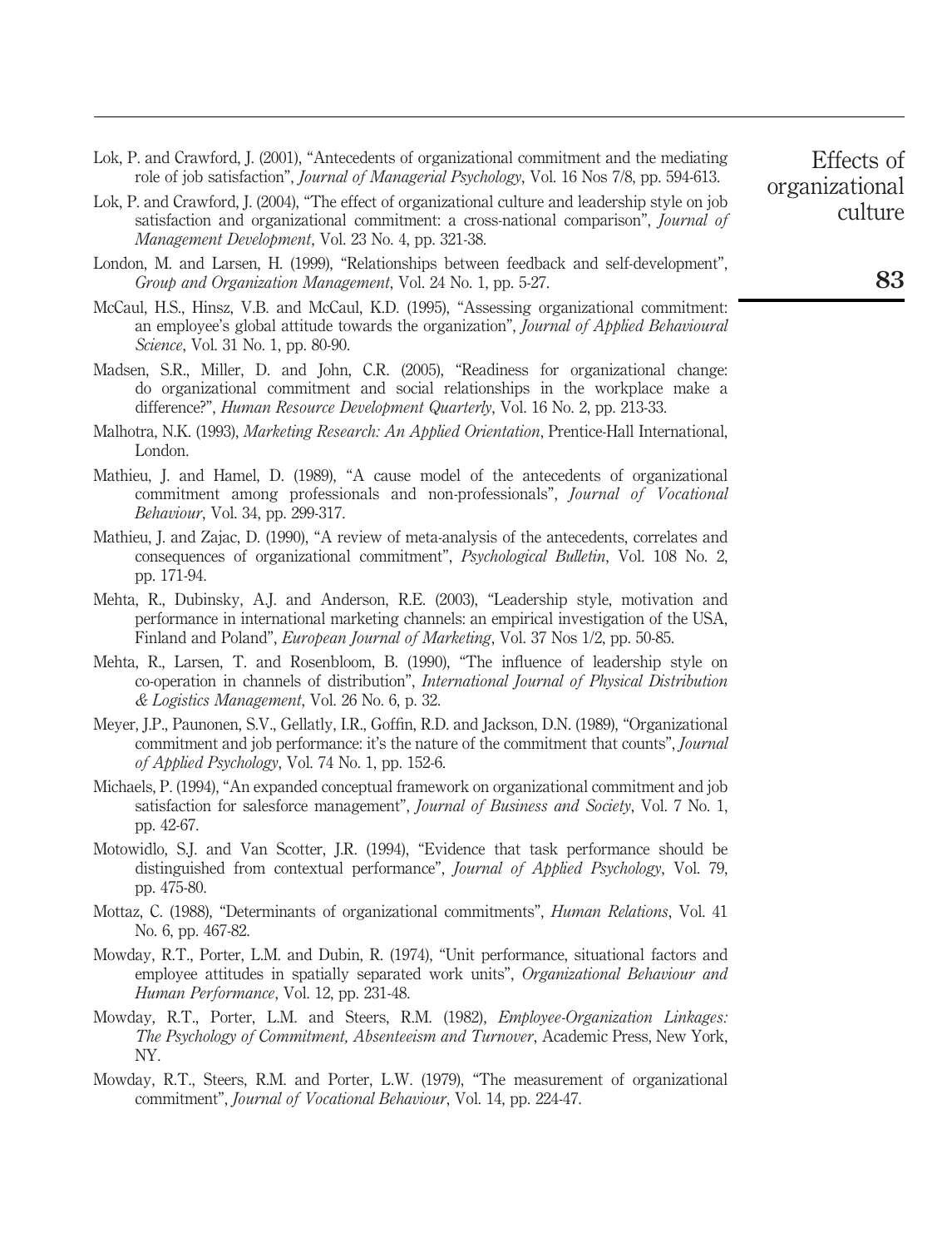Lok, P. and Crawford, J. (2001), "Antecedents of organizational commitment and the mediating role of job satisfaction", *Journal of Managerial Psychology*, Vol. 16 Nos 7/8, pp. 594-613.

Lok, P. and Crawford, J. (2004), "The effect of organizational culture and leadership style on job satisfaction and organizational commitment: a cross-national comparison", *Journal of Management Development*, Vol. 23 No. 4, pp. 321-38.

London, M. and Larsen, H. (1999), "Relationships between feedback and self-development", *Group and Organization Management*, Vol. 24 No. 1, pp. 5-27.

McCaul, H.S., Hinsz, V.B. and McCaul, K.D. (1995), "Assessing organizational commitment: an employee's global attitude towards the organization", *Journal of Applied Behavioural Science*, Vol. 31 No. 1, pp. 80-90.

Madsen, S.R., Miller, D. and John, C.R. (2005), "Readiness for organizational change: do organizational commitment and social relationships in the workplace make a difference?", *Human Resource Development Quarterly*, Vol. 16 No. 2, pp. 213-33.

Malhotra, N.K. (1993), *Marketing Research: An Applied Orientation*, Prentice-Hall International, London.

Mathieu, J. and Hamel, D. (1989), "A cause model of the antecedents of organizational commitment among professionals and non-professionals", *Journal of Vocational Behaviour*, Vol. 34, pp. 299-317.

Mathieu, J. and Zajac, D. (1990), "A review of meta-analysis of the antecedents, correlates and consequences of organizational commitment", *Psychological Bulletin*, Vol. 108 No. 2, pp. 171-94.

Mehta, R., Dubinsky, A.J. and Anderson, R.E. (2003), "Leadership style, motivation and performance in international marketing channels: an empirical investigation of the USA, Finland and Poland", *European Journal of Marketing*, Vol. 37 Nos 1/2, pp. 50-85.

Mehta, R., Larsen, T. and Rosenbloom, B. (1990), "The influence of leadership style on co-operation in channels of distribution", *International Journal of Physical Distribution & Logistics Management*, Vol. 26 No. 6, p. 32.

Meyer, J.P., Paunonen, S.V., Gellatly, I.R., Goffin, R.D. and Jackson, D.N. (1989), "Organizational commitment and job performance: it's the nature of the commitment that counts", *Journal of Applied Psychology*, Vol. 74 No. 1, pp. 152-6.

Michaels, P. (1994), "An expanded conceptual framework on organizational commitment and job satisfaction for salesforce management", *Journal of Business and Society*, Vol. 7 No. 1, pp. 42-67.

Motowidlo, S.J. and Van Scotter, J.R. (1994), "Evidence that task performance should be distinguished from contextual performance", *Journal of Applied Psychology*, Vol. 79, pp. 475-80.

Mottaz, C. (1988), "Determinants of organizational commitments", *Human Relations*, Vol. 41 No. 6, pp. 467-82.

Mowday, R.T., Porter, L.M. and Dubin, R. (1974), "Unit performance, situational factors and employee attitudes in spatially separated work units", *Organizational Behaviour and Human Performance*, Vol. 12, pp. 231-48.

Mowday, R.T., Porter, L.M. and Steers, R.M. (1982), *Employee-Organization Linkages: The Psychology of Commitment, Absenteeism and Turnover*, Academic Press, New York, NY.

Mowday, R.T., Steers, R.M. and Porter, L.W. (1979), "The measurement of organizational commitment", *Journal of Vocational Behaviour*, Vol. 14, pp. 224-47.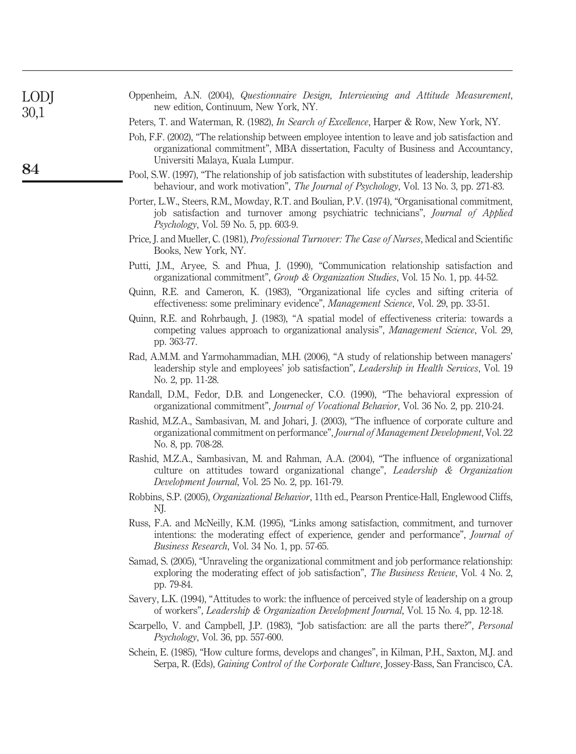Oppenheim, A.N. (2004), *Questionnaire Design, Interviewing and Attitude Measurement*, new edition, Continuum, New York, NY.

Peters, T. and Waterman, R. (1982), *In Search of Excellence*, Harper & Row, New York, NY.

Poh, F.F. (2002), "The relationship between employee intention to leave and job satisfaction and organizational commitment", MBA dissertation, Faculty of Business and Accountancy, Universiti Malaya, Kuala Lumpur.

Pool, S.W. (1997), "The relationship of job satisfaction with substitutes of leadership, leadership behaviour, and work motivation", *The Journal of Psychology*, Vol. 13 No. 3, pp. 271-83.

Porter, L.W., Steers, R.M., Mowday, R.T. and Boulian, P.V. (1974), "Organisational commitment, job satisfaction and turnover among psychiatric technicians", *Journal of Applied Psychology*, Vol. 59 No. 5, pp. 603-9.

Price, J. and Mueller, C. (1981), *Professional Turnover: The Case of Nurses*, Medical and Scientific Books, New York, NY.

Putti, J.M., Aryee, S. and Phua, J. (1990), "Communication relationship satisfaction and organizational commitment", *Group & Organization Studies*, Vol. 15 No. 1, pp. 44-52.

Quinn, R.E. and Cameron, K. (1983), "Organizational life cycles and sifting criteria of effectiveness: some preliminary evidence", *Management Science*, Vol. 29, pp. 33-51.

Quinn, R.E. and Rohrbaugh, J. (1983), "A spatial model of effectiveness criteria: towards a competing values approach to organizational analysis", *Management Science*, Vol. 29, pp. 363-77.

Rad, A.M.M. and Yarmohammadian, M.H. (2006), "A study of relationship between managers' leadership style and employees' job satisfaction", *Leadership in Health Services*, Vol. 19 No. 2, pp. 11-28.

Randall, D.M., Fedor, D.B. and Longenecker, C.O. (1990), "The behavioral expression of organizational commitment", *Journal of Vocational Behavior*, Vol. 36 No. 2, pp. 210-24.

Rashid, M.Z.A., Sambasivan, M. and Johari, J. (2003), "The influence of corporate culture and organizational commitment on performance", *Journal of Management Development*, Vol. 22 No. 8, pp. 708-28.

Rashid, M.Z.A., Sambasivan, M. and Rahman, A.A. (2004), "The influence of organizational culture on attitudes toward organizational change", *Leadership & Organization Development Journal*, Vol. 25 No. 2, pp. 161-79.

Robbins, S.P. (2005), *Organizational Behavior*, 11th ed., Pearson Prentice-Hall, Englewood Cliffs, NJ.

Russ, F.A. and McNeilly, K.M. (1995), "Links among satisfaction, commitment, and turnover intentions: the moderating effect of experience, gender and performance", *Journal of Business Research*, Vol. 34 No. 1, pp. 57-65.

Samad, S. (2005), "Unraveling the organizational commitment and job performance relationship: exploring the moderating effect of job satisfaction", *The Business Review*, Vol. 4 No. 2, pp. 79-84.

Savery, L.K. (1994), "Attitudes to work: the influence of perceived style of leadership on a group of workers", *Leadership & Organization Development Journal*, Vol. 15 No. 4, pp. 12-18.

Scarpello, V. and Campbell, J.P. (1983), "Job satisfaction: are all the parts there?", *Personal Psychology*, Vol. 36, pp. 557-600.

Schein, E. (1985), "How culture forms, develops and changes", in Kilman, P.H., Saxton, M.J. and Serpa, R. (Eds), *Gaining Control of the Corporate Culture*, Jossey-Bass, San Francisco, CA.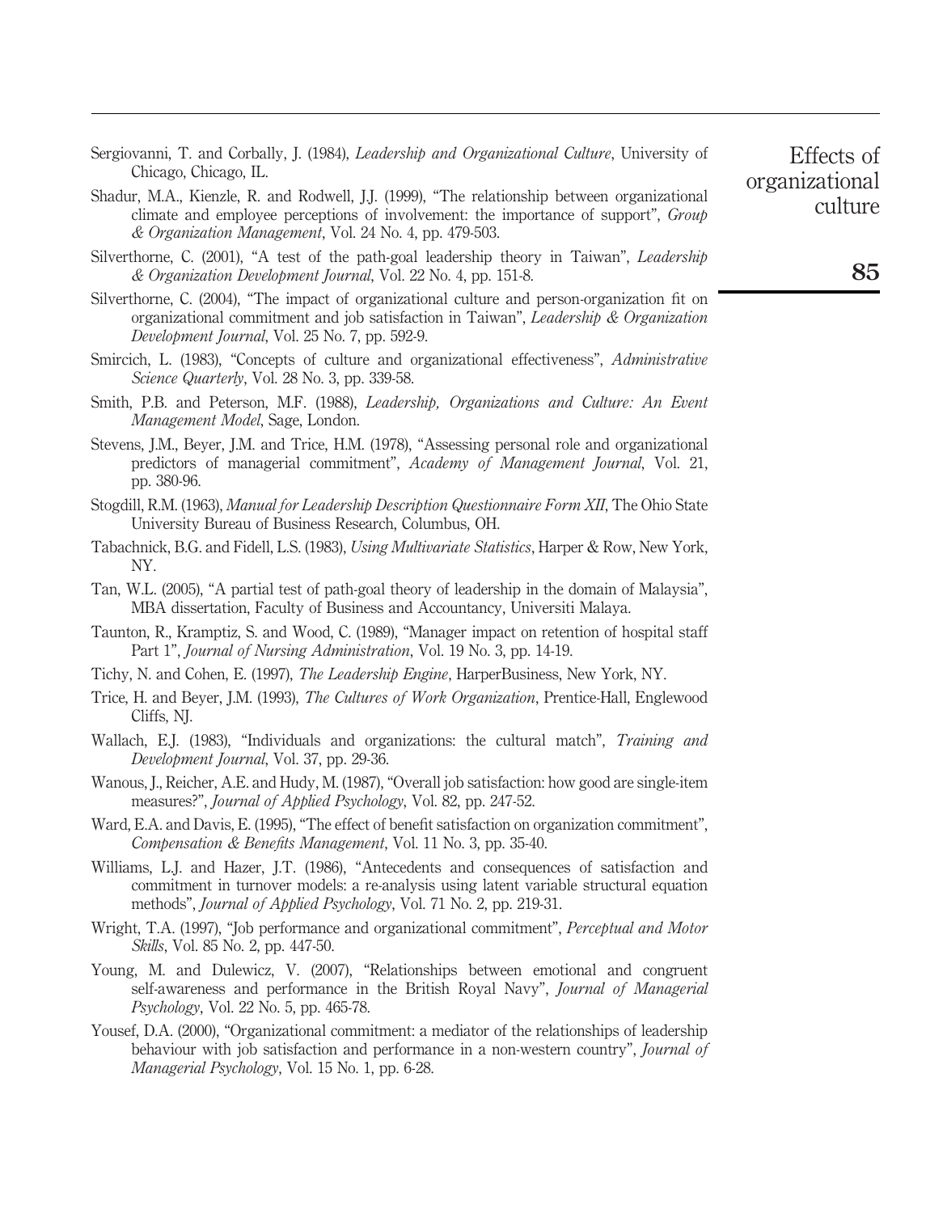Sergiovanni, T. and Corbally, J. (1984), *Leadership and Organizational Culture*, University of Chicago, Chicago, IL.

Shadur, M.A., Kienzle, R. and Rodwell, J.J. (1999), "The relationship between organizational climate and employee perceptions of involvement: the importance of support", *Group & Organization Management*, Vol. 24 No. 4, pp. 479-503.

Silverthorne, C. (2001), "A test of the path-goal leadership theory in Taiwan", *Leadership & Organization Development Journal*, Vol. 22 No. 4, pp. 151-8.

Silverthorne, C. (2004), "The impact of organizational culture and person-organization fit on organizational commitment and job satisfaction in Taiwan", *Leadership & Organization Development Journal*, Vol. 25 No. 7, pp. 592-9.

Smircich, L. (1983), "Concepts of culture and organizational effectiveness", *Administrative Science Quarterly*, Vol. 28 No. 3, pp. 339-58.

Smith, P.B. and Peterson, M.F. (1988), *Leadership, Organizations and Culture: An Event Management Model*, Sage, London.

Stevens, J.M., Beyer, J.M. and Trice, H.M. (1978), "Assessing personal role and organizational predictors of managerial commitment", *Academy of Management Journal*, Vol. 21, pp. 380-96.

Stogdill, R.M. (1963), *Manual for Leadership Description Questionnaire Form XII*, The Ohio State University Bureau of Business Research, Columbus, OH.

Tabachnick, B.G. and Fidell, L.S. (1983), *Using Multivariate Statistics*, Harper & Row, New York, NY.

Tan, W.L. (2005), "A partial test of path-goal theory of leadership in the domain of Malaysia", MBA dissertation, Faculty of Business and Accountancy, Universiti Malaya.

Taunton, R., Kramptiz, S. and Wood, C. (1989), "Manager impact on retention of hospital staff Part 1", *Journal of Nursing Administration*, Vol. 19 No. 3, pp. 14-19.

Tichy, N. and Cohen, E. (1997), *The Leadership Engine*, HarperBusiness, New York, NY.

Trice, H. and Beyer, J.M. (1993), *The Cultures of Work Organization*, Prentice-Hall, Englewood Cliffs, NJ.

Wallach, E.J. (1983), "Individuals and organizations: the cultural match", *Training and Development Journal*, Vol. 37, pp. 29-36.

Wanous, J., Reicher, A.E. and Hudy, M. (1987), "Overall job satisfaction: how good are single-item measures?", *Journal of Applied Psychology*, Vol. 82, pp. 247-52.

Ward, E.A. and Davis, E. (1995), "The effect of benefit satisfaction on organization commitment", *Compensation & Benefits Management*, Vol. 11 No. 3, pp. 35-40.

Williams, L.J. and Hazer, J.T. (1986), "Antecedents and consequences of satisfaction and commitment in turnover models: a re-analysis using latent variable structural equation methods", *Journal of Applied Psychology*, Vol. 71 No. 2, pp. 219-31.

Wright, T.A. (1997), "Job performance and organizational commitment", *Perceptual and Motor Skills*, Vol. 85 No. 2, pp. 447-50.

Young, M. and Dulewicz, V. (2007), "Relationships between emotional and congruent self-awareness and performance in the British Royal Navy", *Journal of Managerial Psychology*, Vol. 22 No. 5, pp. 465-78.

Yousef, D.A. (2000), "Organizational commitment: a mediator of the relationships of leadership behaviour with job satisfaction and performance in a non-western country", *Journal of Managerial Psychology*, Vol. 15 No. 1, pp. 6-28.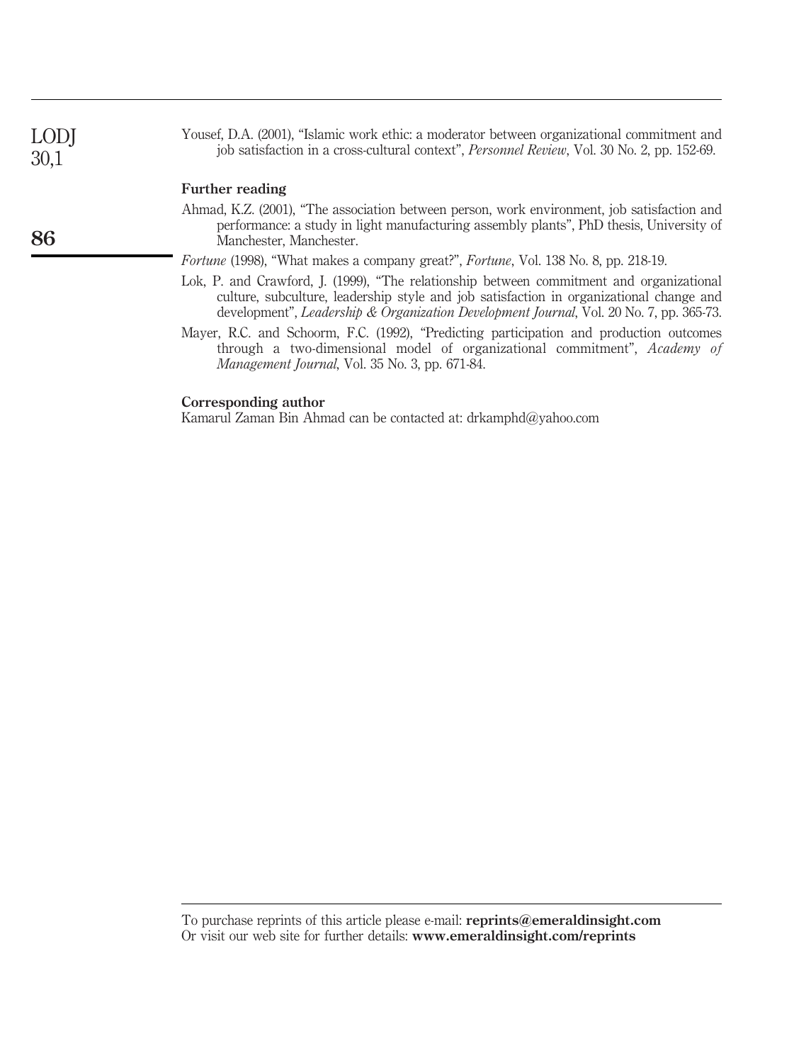Yousef, D.A. (2001), "Islamic work ethic: a moderator between organizational commitment and job satisfaction in a cross-cultural context", *Personnel Review*, Vol. 30 No. 2, pp. 152-69.

## Further reading

Ahmad, K.Z. (2001), "The association between person, work environment, job satisfaction and performance: a study in light manufacturing assembly plants", PhD thesis, University of Manchester, Manchester.

*Fortune* (1998), "What makes a company great?", *Fortune*, Vol. 138 No. 8, pp. 218-19.

Lok, P. and Crawford, J. (1999), "The relationship between commitment and organizational culture, subculture, leadership style and job satisfaction in organizational change and development", *Leadership & Organization Development Journal*, Vol. 20 No. 7, pp. 365-73.

Mayer, R.C. and Schoorm, F.C. (1992), "Predicting participation and production outcomes through a two-dimensional model of organizational commitment", *Academy of Management Journal*, Vol. 35 No. 3, pp. 671-84.

## Corresponding author

Kamarul Zaman Bin Ahmad can be contacted at: drkamphd@yahoo.com

To purchase reprints of this article please e-mail: **reprints@emeraldinsight.com**
Or visit our web site for further details: **www.emeraldinsight.com/reprints**